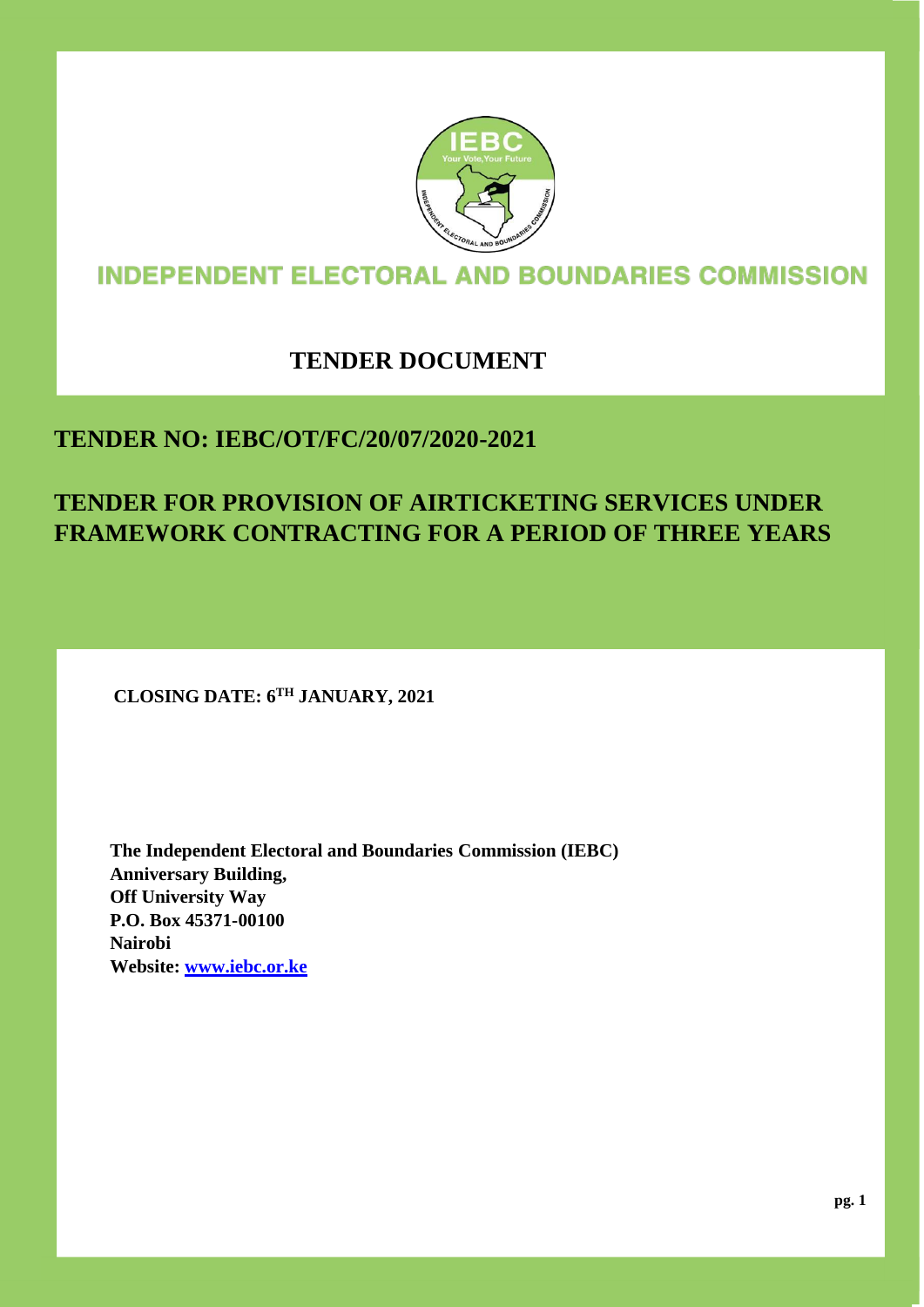# INDEPENDENT ELECTORAL AND BOUNDARIES COMMISSION

## TENDER DOCUMENT

## TENDER NO: IEBC/OT/FC/20/07/2020-2021

## TENDER FOR PROVISION OF AIRTICKETING SERVICES UNDER FRAMEWORK CONTRACTING FOR A PERIOD OF THREE YEARS

**CLOSING DATE: 6TH JANUARY, 2021**

**The Independent Electoral and Boundaries Commission (IEBC)**
**Anniversary Building,**
**Off University Way**
**P.O. Box 45371-00100**
**Nairobi**
**Website: [www.iebc.or.ke](http://www.iebc.or.ke)**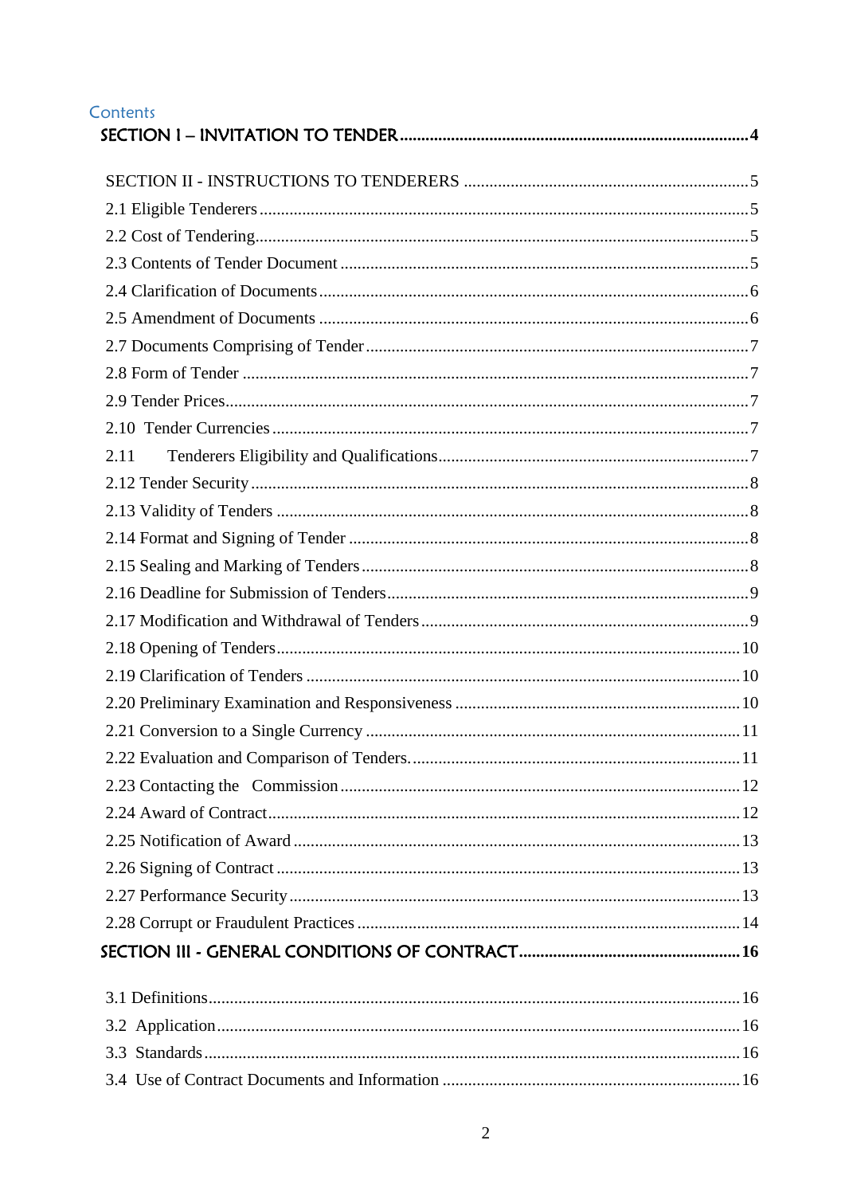# Contents

**SECTION I – INVITATION TO TENDER** .... 4

SECTION II - INSTRUCTIONS TO TENDERERS .... 5

2.1 Eligible Tenderers .... 5

2.2 Cost of Tendering .... 5

2.3 Contents of Tender Document .... 5

2.4 Clarification of Documents .... 6

2.5 Amendment of Documents .... 6

2.7 Documents Comprising of Tender .... 7

2.8 Form of Tender .... 7

2.9 Tender Prices .... 7

2.10 Tender Currencies .... 7

2.11 Tenderers Eligibility and Qualifications .... 7

2.12 Tender Security .... 8

2.13 Validity of Tenders .... 8

2.14 Format and Signing of Tender .... 8

2.15 Sealing and Marking of Tenders .... 8

2.16 Deadline for Submission of Tenders .... 9

2.17 Modification and Withdrawal of Tenders .... 9

2.18 Opening of Tenders .... 10

2.19 Clarification of Tenders .... 10

2.20 Preliminary Examination and Responsiveness .... 10

2.21 Conversion to a Single Currency .... 11

2.22 Evaluation and Comparison of Tenders. .... 11

2.23 Contacting the Commission .... 12

2.24 Award of Contract .... 12

2.25 Notification of Award .... 13

2.26 Signing of Contract .... 13

2.27 Performance Security .... 13

2.28 Corrupt or Fraudulent Practices .... 14

**SECTION III - GENERAL CONDITIONS OF CONTRACT** .... 16

3.1 Definitions .... 16

3.2 Application .... 16

3.3 Standards .... 16

3.4 Use of Contract Documents and Information .... 16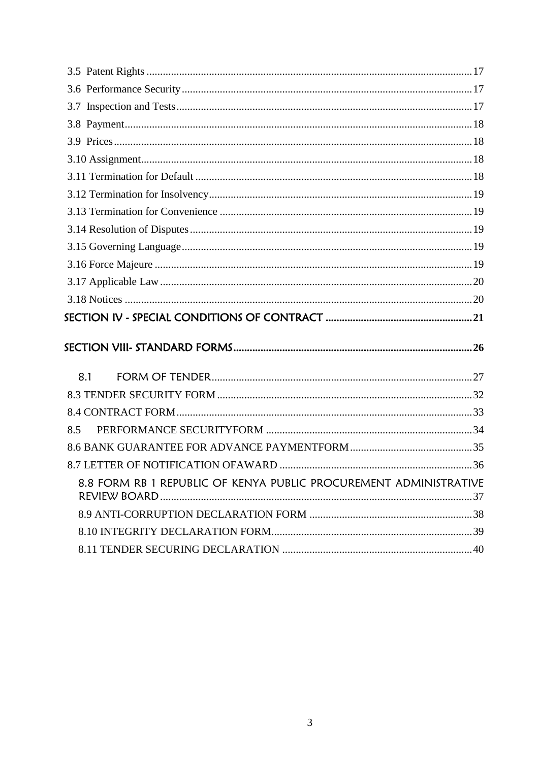3.5 Patent Rights ........................................................ 17
3.6 Performance Security ........................................................ 17
3.7 Inspection and Tests ........................................................ 17
3.8 Payment ........................................................ 18
3.9 Prices ........................................................ 18
3.10 Assignment ........................................................ 18
3.11 Termination for Default ........................................................ 18
3.12 Termination for Insolvency ........................................................ 19
3.13 Termination for Convenience ........................................................ 19
3.14 Resolution of Disputes ........................................................ 19
3.15 Governing Language ........................................................ 19
3.16 Force Majeure ........................................................ 19
3.17 Applicable Law ........................................................ 20
3.18 Notices ........................................................ 20

**SECTION IV - SPECIAL CONDITIONS OF CONTRACT ........................................................ 21**

**SECTION VIII- STANDARD FORMS ........................................................ 26**

8.1 FORM OF TENDER ........................................................ 27
8.3 TENDER SECURITY FORM ........................................................ 32
8.4 CONTRACT FORM ........................................................ 33
8.5 PERFORMANCE SECURITYFORM ........................................................ 34
8.6 BANK GUARANTEE FOR ADVANCE PAYMENTFORM ........................................................ 35
8.7 LETTER OF NOTIFICATION OFAWARD ........................................................ 36
8.8 FORM RB 1 REPUBLIC OF KENYA PUBLIC PROCUREMENT ADMINISTRATIVE REVIEW BOARD ........................................................ 37
8.9 ANTI-CORRUPTION DECLARATION FORM ........................................................ 38
8.10 INTEGRITY DECLARATION FORM ........................................................ 39
8.11 TENDER SECURING DECLARATION ........................................................ 40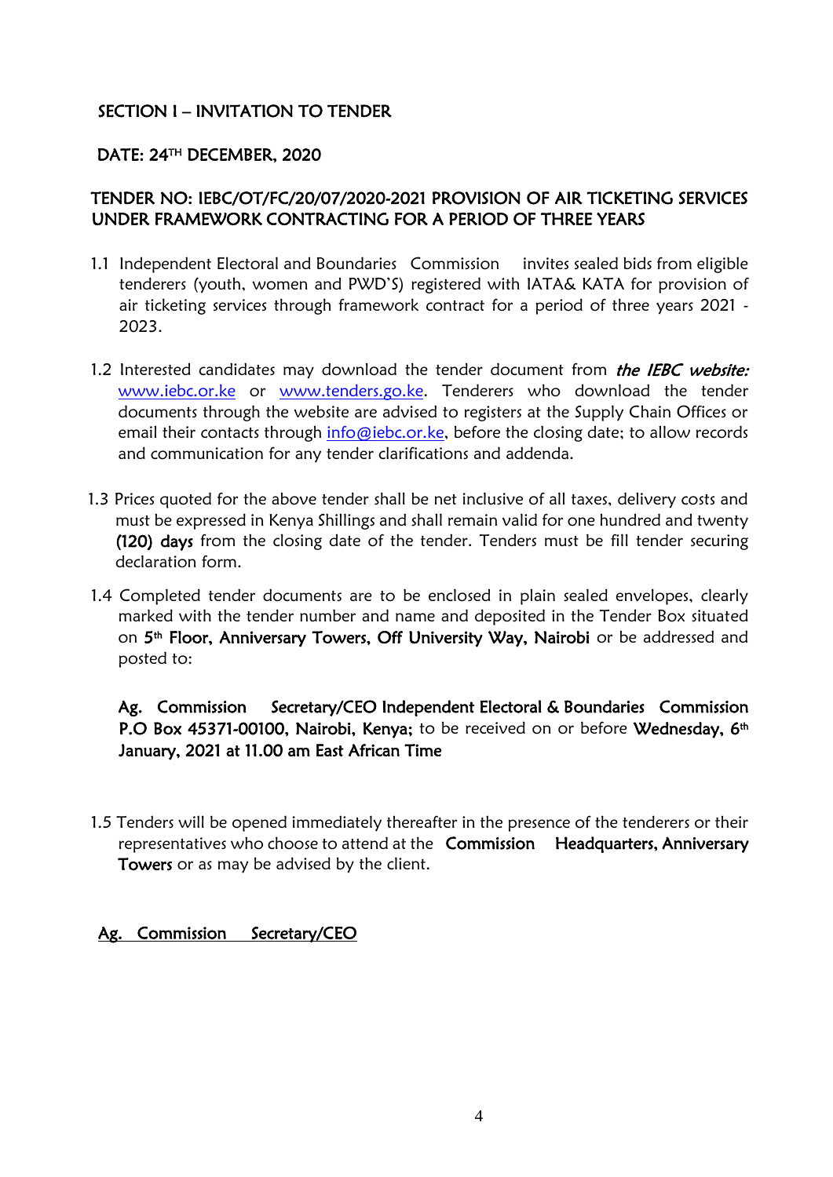## SECTION I – INVITATION TO TENDER

**DATE: 24TH DECEMBER, 2020**

**TENDER NO: IEBC/OT/FC/20/07/2020-2021 PROVISION OF AIR TICKETING SERVICES UNDER FRAMEWORK CONTRACTING FOR A PERIOD OF THREE YEARS**

1.1 Independent Electoral and Boundaries Commission invites sealed bids from eligible tenderers (youth, women and PWD'S) registered with IATA& KATA for provision of air ticketing services through framework contract for a period of three years 2021 - 2023.

1.2 Interested candidates may download the tender document from ***the IEBC website:*** www.iebc.or.ke or www.tenders.go.ke. Tenderers who download the tender documents through the website are advised to registers at the Supply Chain Offices or email their contacts through info@iebc.or.ke, before the closing date; to allow records and communication for any tender clarifications and addenda.

1.3 Prices quoted for the above tender shall be net inclusive of all taxes, delivery costs and must be expressed in Kenya Shillings and shall remain valid for one hundred and twenty **(120) days** from the closing date of the tender. Tenders must be fill tender securing declaration form.

1.4 Completed tender documents are to be enclosed in plain sealed envelopes, clearly marked with the tender number and name and deposited in the Tender Box situated on **5th Floor, Anniversary Towers, Off University Way, Nairobi** or be addressed and posted to:

**Ag. Commission Secretary/CEO Independent Electoral & Boundaries Commission P.O Box 45371-00100, Nairobi, Kenya;** to be received on or before **Wednesday, 6th January, 2021 at 11.00 am East African Time**

1.5 Tenders will be opened immediately thereafter in the presence of the tenderers or their representatives who choose to attend at the **Commission Headquarters, Anniversary Towers** or as may be advised by the client.

**Ag. Commission Secretary/CEO**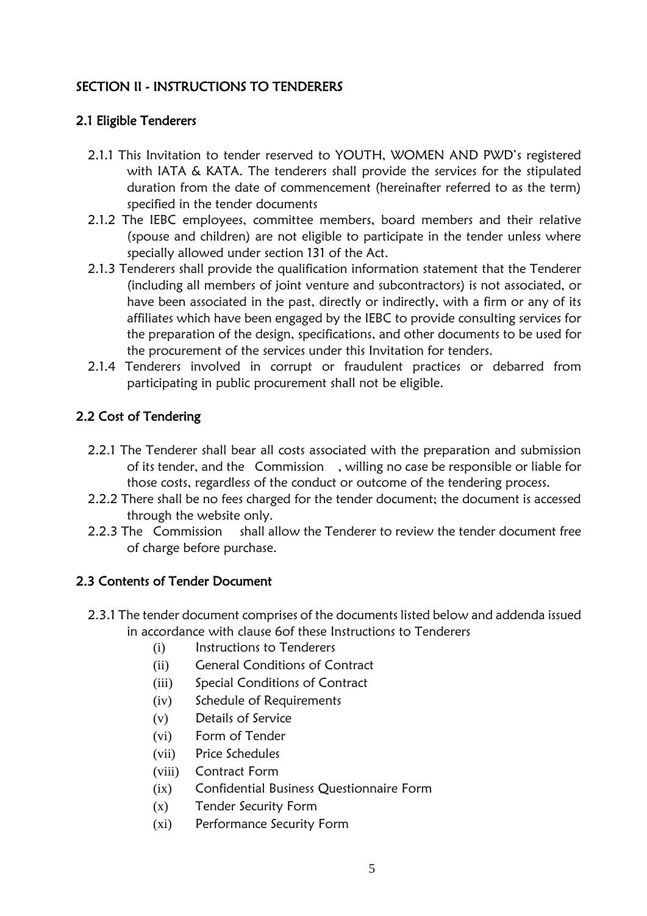## SECTION II - INSTRUCTIONS TO TENDERERS

### 2.1 Eligible Tenderers

2.1.1 This Invitation to tender reserved to YOUTH, WOMEN AND PWD's registered with IATA & KATA. The tenderers shall provide the services for the stipulated duration from the date of commencement (hereinafter referred to as the term) specified in the tender documents

2.1.2 The IEBC employees, committee members, board members and their relative (spouse and children) are not eligible to participate in the tender unless where specially allowed under section 131 of the Act.

2.1.3 Tenderers shall provide the qualification information statement that the Tenderer (including all members of joint venture and subcontractors) is not associated, or have been associated in the past, directly or indirectly, with a firm or any of its affiliates which have been engaged by the IEBC to provide consulting services for the preparation of the design, specifications, and other documents to be used for the procurement of the services under this Invitation for tenders.

2.1.4 Tenderers involved in corrupt or fraudulent practices or debarred from participating in public procurement shall not be eligible.

### 2.2 Cost of Tendering

2.2.1 The Tenderer shall bear all costs associated with the preparation and submission of its tender, and the Commission , willing no case be responsible or liable for those costs, regardless of the conduct or outcome of the tendering process.

2.2.2 There shall be no fees charged for the tender document; the document is accessed through the website only.

2.2.3 The Commission shall allow the Tenderer to review the tender document free of charge before purchase.

### 2.3 Contents of Tender Document

2.3.1 The tender document comprises of the documents listed below and addenda issued in accordance with clause 6of these Instructions to Tenderers

- (i) Instructions to Tenderers
- (ii) General Conditions of Contract
- (iii) Special Conditions of Contract
- (iv) Schedule of Requirements
- (v) Details of Service
- (vi) Form of Tender
- (vii) Price Schedules
- (viii) Contract Form
- (ix) Confidential Business Questionnaire Form
- (x) Tender Security Form
- (xi) Performance Security Form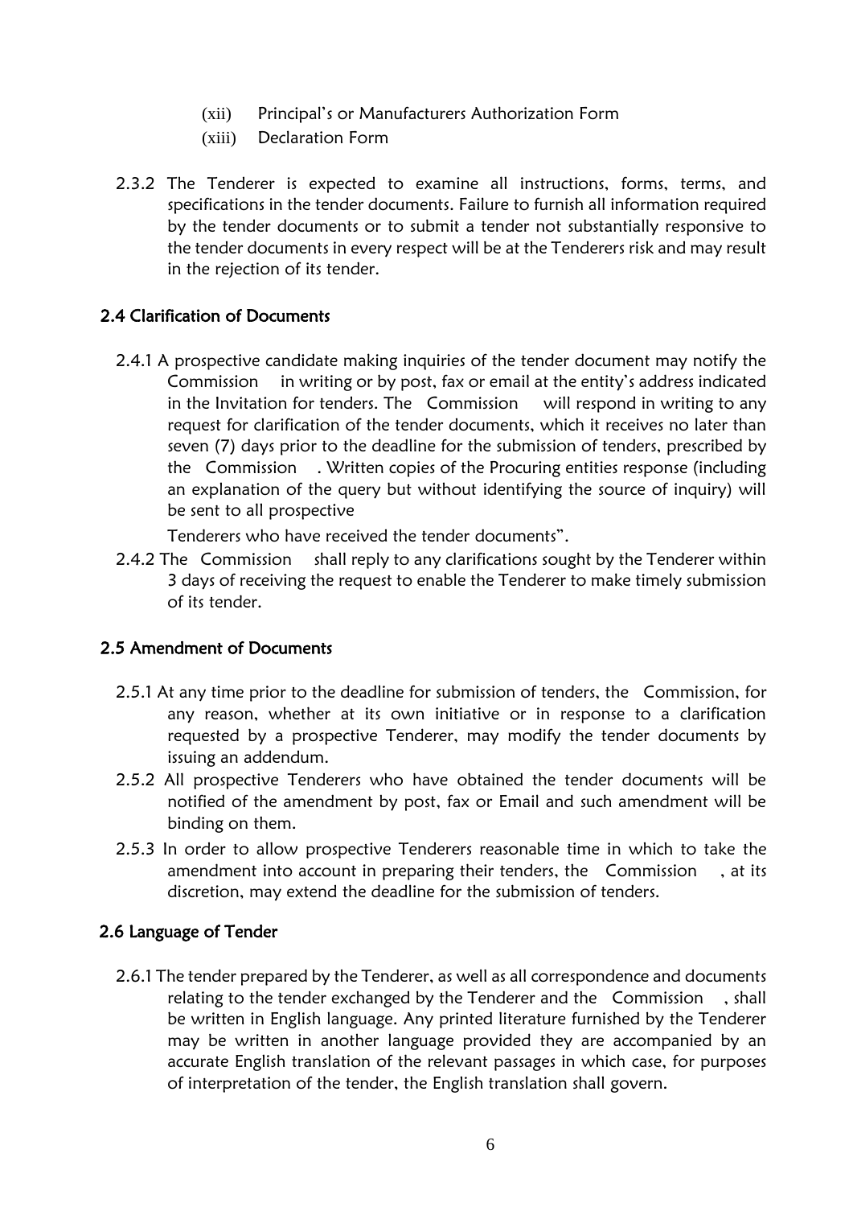(xii) Principal's or Manufacturers Authorization Form

(xiii) Declaration Form

2.3.2 The Tenderer is expected to examine all instructions, forms, terms, and specifications in the tender documents. Failure to furnish all information required by the tender documents or to submit a tender not substantially responsive to the tender documents in every respect will be at the Tenderers risk and may result in the rejection of its tender.

### 2.4 Clarification of Documents

2.4.1 A prospective candidate making inquiries of the tender document may notify the Commission in writing or by post, fax or email at the entity's address indicated in the Invitation for tenders. The Commission will respond in writing to any request for clarification of the tender documents, which it receives no later than seven (7) days prior to the deadline for the submission of tenders, prescribed by the Commission . Written copies of the Procuring entities response (including an explanation of the query but without identifying the source of inquiry) will be sent to all prospective

Tenderers who have received the tender documents".

2.4.2 The Commission shall reply to any clarifications sought by the Tenderer within 3 days of receiving the request to enable the Tenderer to make timely submission of its tender.

### 2.5 Amendment of Documents

2.5.1 At any time prior to the deadline for submission of tenders, the Commission, for any reason, whether at its own initiative or in response to a clarification requested by a prospective Tenderer, may modify the tender documents by issuing an addendum.

2.5.2 All prospective Tenderers who have obtained the tender documents will be notified of the amendment by post, fax or Email and such amendment will be binding on them.

2.5.3 In order to allow prospective Tenderers reasonable time in which to take the amendment into account in preparing their tenders, the Commission , at its discretion, may extend the deadline for the submission of tenders.

### 2.6 Language of Tender

2.6.1 The tender prepared by the Tenderer, as well as all correspondence and documents relating to the tender exchanged by the Tenderer and the Commission , shall be written in English language. Any printed literature furnished by the Tenderer may be written in another language provided they are accompanied by an accurate English translation of the relevant passages in which case, for purposes of interpretation of the tender, the English translation shall govern.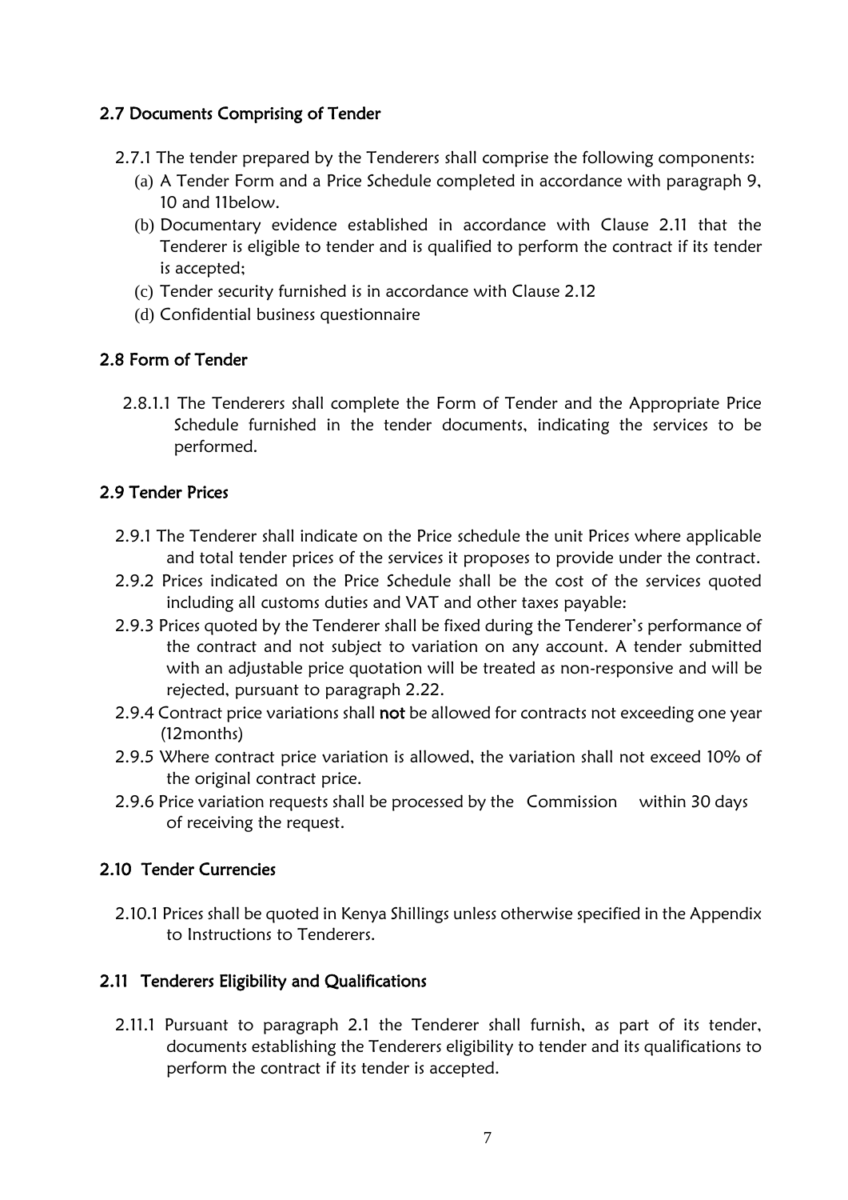### 2.7 Documents Comprising of Tender

2.7.1 The tender prepared by the Tenderers shall comprise the following components:

(a) A Tender Form and a Price Schedule completed in accordance with paragraph 9, 10 and 11below.

(b) Documentary evidence established in accordance with Clause 2.11 that the Tenderer is eligible to tender and is qualified to perform the contract if its tender is accepted;

(c) Tender security furnished is in accordance with Clause 2.12

(d) Confidential business questionnaire

### 2.8 Form of Tender

2.8.1.1 The Tenderers shall complete the Form of Tender and the Appropriate Price Schedule furnished in the tender documents, indicating the services to be performed.

### 2.9 Tender Prices

2.9.1 The Tenderer shall indicate on the Price schedule the unit Prices where applicable and total tender prices of the services it proposes to provide under the contract.

2.9.2 Prices indicated on the Price Schedule shall be the cost of the services quoted including all customs duties and VAT and other taxes payable:

2.9.3 Prices quoted by the Tenderer shall be fixed during the Tenderer's performance of the contract and not subject to variation on any account. A tender submitted with an adjustable price quotation will be treated as non-responsive and will be rejected, pursuant to paragraph 2.22.

2.9.4 Contract price variations shall **not** be allowed for contracts not exceeding one year (12months)

2.9.5 Where contract price variation is allowed, the variation shall not exceed 10% of the original contract price.

2.9.6 Price variation requests shall be processed by the Commission within 30 days of receiving the request.

### 2.10 Tender Currencies

2.10.1 Prices shall be quoted in Kenya Shillings unless otherwise specified in the Appendix to Instructions to Tenderers.

### 2.11 Tenderers Eligibility and Qualifications

2.11.1 Pursuant to paragraph 2.1 the Tenderer shall furnish, as part of its tender, documents establishing the Tenderers eligibility to tender and its qualifications to perform the contract if its tender is accepted.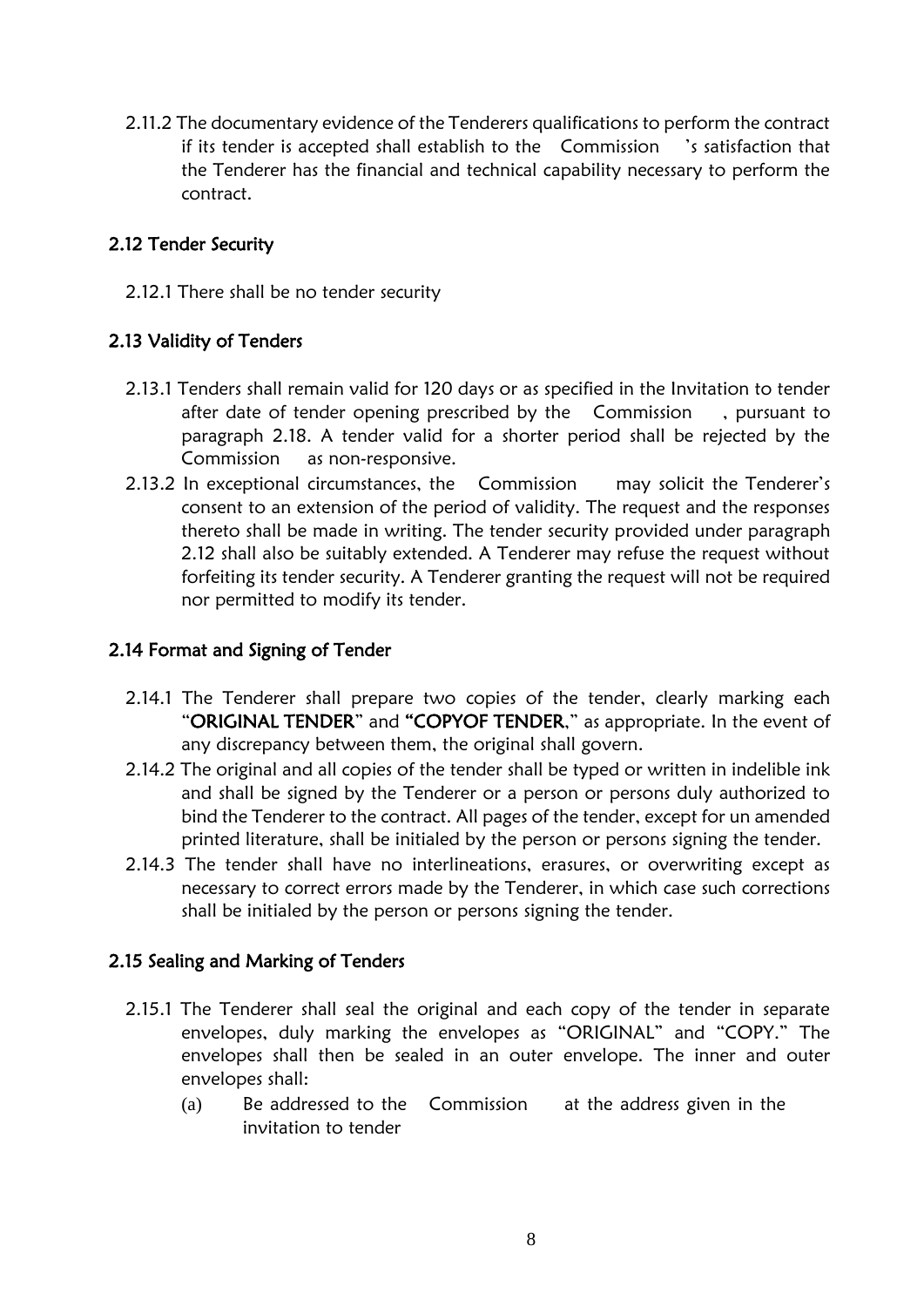2.11.2 The documentary evidence of the Tenderers qualifications to perform the contract if its tender is accepted shall establish to the Commission 's satisfaction that the Tenderer has the financial and technical capability necessary to perform the contract.

### 2.12 Tender Security

2.12.1 There shall be no tender security

### 2.13 Validity of Tenders

2.13.1 Tenders shall remain valid for 120 days or as specified in the Invitation to tender after date of tender opening prescribed by the Commission , pursuant to paragraph 2.18. A tender valid for a shorter period shall be rejected by the Commission as non-responsive.

2.13.2 In exceptional circumstances, the Commission may solicit the Tenderer's consent to an extension of the period of validity. The request and the responses thereto shall be made in writing. The tender security provided under paragraph 2.12 shall also be suitably extended. A Tenderer may refuse the request without forfeiting its tender security. A Tenderer granting the request will not be required nor permitted to modify its tender.

### 2.14 Format and Signing of Tender

2.14.1 The Tenderer shall prepare two copies of the tender, clearly marking each "**ORIGINAL TENDER**" and **"COPYOF TENDER**," as appropriate. In the event of any discrepancy between them, the original shall govern.

2.14.2 The original and all copies of the tender shall be typed or written in indelible ink and shall be signed by the Tenderer or a person or persons duly authorized to bind the Tenderer to the contract. All pages of the tender, except for un amended printed literature, shall be initialed by the person or persons signing the tender.

2.14.3 The tender shall have no interlineations, erasures, or overwriting except as necessary to correct errors made by the Tenderer, in which case such corrections shall be initialed by the person or persons signing the tender.

### 2.15 Sealing and Marking of Tenders

2.15.1 The Tenderer shall seal the original and each copy of the tender in separate envelopes, duly marking the envelopes as "ORIGINAL" and "COPY." The envelopes shall then be sealed in an outer envelope. The inner and outer envelopes shall:

(a) Be addressed to the Commission at the address given in the invitation to tender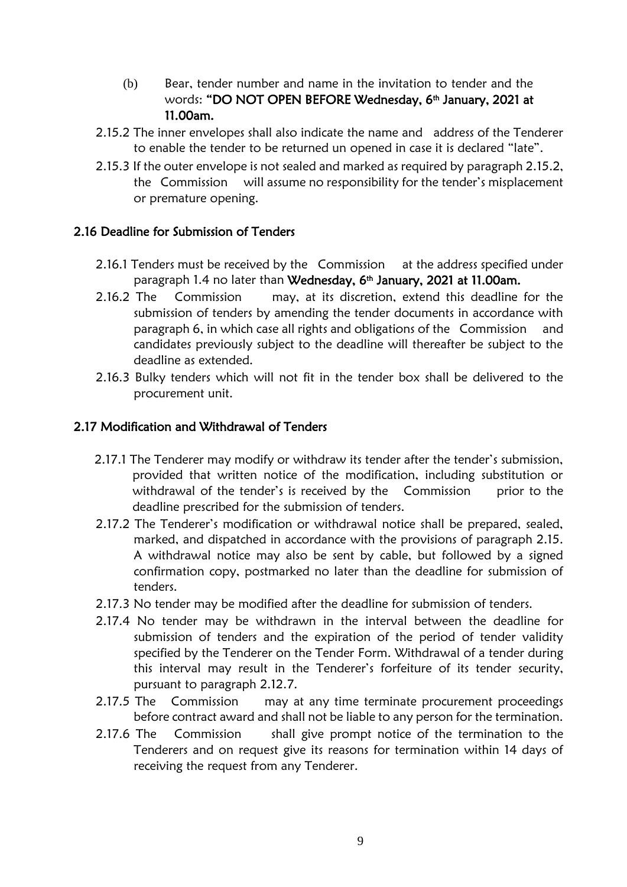(b) Bear, tender number and name in the invitation to tender and the words: **"DO NOT OPEN BEFORE Wednesday, 6th January, 2021 at 11.00am.**

2.15.2 The inner envelopes shall also indicate the name and address of the Tenderer to enable the tender to be returned un opened in case it is declared "late".

2.15.3 If the outer envelope is not sealed and marked as required by paragraph 2.15.2, the Commission will assume no responsibility for the tender's misplacement or premature opening.

## 2.16 Deadline for Submission of Tenders

2.16.1 Tenders must be received by the Commission at the address specified under paragraph 1.4 no later than **Wednesday, 6th January, 2021 at 11.00am.**

2.16.2 The Commission may, at its discretion, extend this deadline for the submission of tenders by amending the tender documents in accordance with paragraph 6, in which case all rights and obligations of the Commission and candidates previously subject to the deadline will thereafter be subject to the deadline as extended.

2.16.3 Bulky tenders which will not fit in the tender box shall be delivered to the procurement unit.

## 2.17 Modification and Withdrawal of Tenders

2.17.1 The Tenderer may modify or withdraw its tender after the tender's submission, provided that written notice of the modification, including substitution or withdrawal of the tender's is received by the Commission prior to the deadline prescribed for the submission of tenders.

2.17.2 The Tenderer's modification or withdrawal notice shall be prepared, sealed, marked, and dispatched in accordance with the provisions of paragraph 2.15. A withdrawal notice may also be sent by cable, but followed by a signed confirmation copy, postmarked no later than the deadline for submission of tenders.

2.17.3 No tender may be modified after the deadline for submission of tenders.

2.17.4 No tender may be withdrawn in the interval between the deadline for submission of tenders and the expiration of the period of tender validity specified by the Tenderer on the Tender Form. Withdrawal of a tender during this interval may result in the Tenderer's forfeiture of its tender security, pursuant to paragraph 2.12.7.

2.17.5 The Commission may at any time terminate procurement proceedings before contract award and shall not be liable to any person for the termination.

2.17.6 The Commission shall give prompt notice of the termination to the Tenderers and on request give its reasons for termination within 14 days of receiving the request from any Tenderer.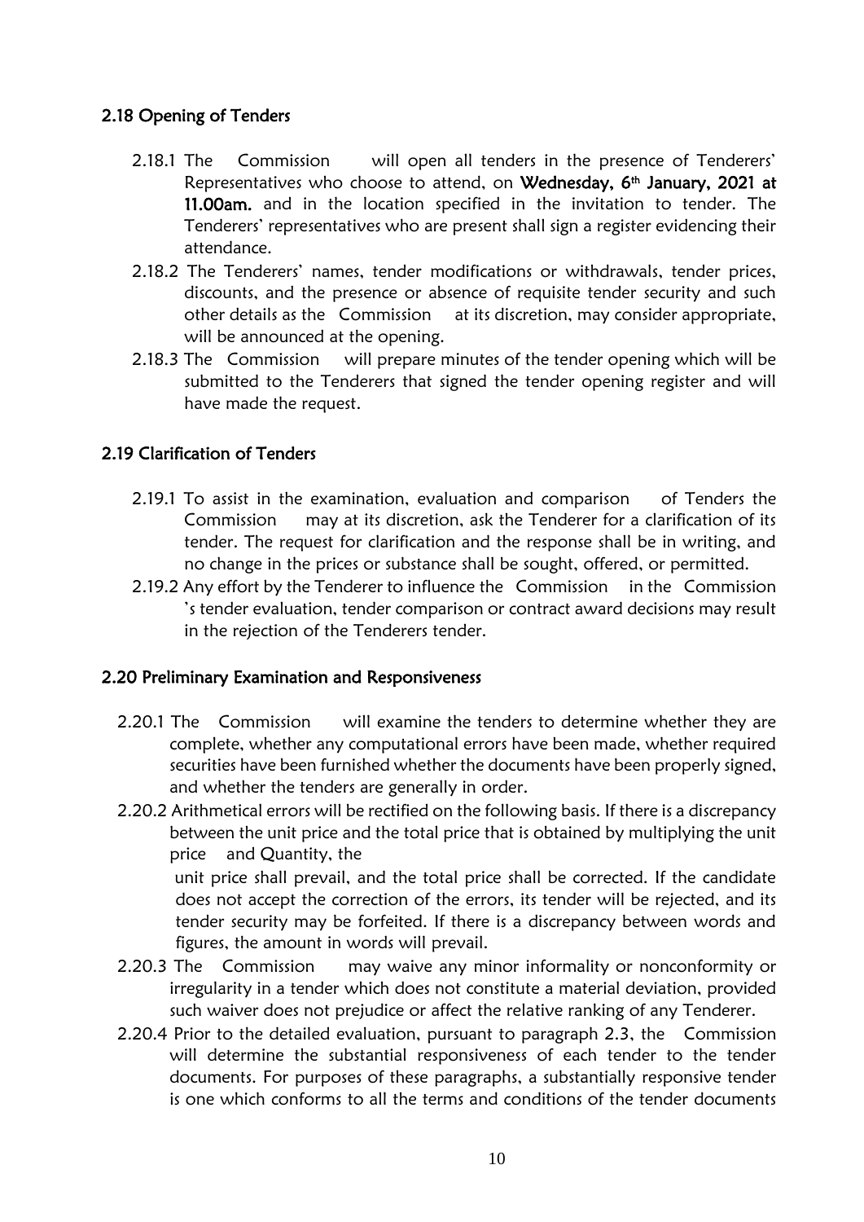## 2.18 Opening of Tenders

2.18.1 The Commission will open all tenders in the presence of Tenderers' Representatives who choose to attend, on **Wednesday, 6th January, 2021 at 11.00am.** and in the location specified in the invitation to tender. The Tenderers' representatives who are present shall sign a register evidencing their attendance.

2.18.2 The Tenderers' names, tender modifications or withdrawals, tender prices, discounts, and the presence or absence of requisite tender security and such other details as the Commission at its discretion, may consider appropriate, will be announced at the opening.

2.18.3 The Commission will prepare minutes of the tender opening which will be submitted to the Tenderers that signed the tender opening register and will have made the request.

## 2.19 Clarification of Tenders

2.19.1 To assist in the examination, evaluation and comparison of Tenders the Commission may at its discretion, ask the Tenderer for a clarification of its tender. The request for clarification and the response shall be in writing, and no change in the prices or substance shall be sought, offered, or permitted.

2.19.2 Any effort by the Tenderer to influence the Commission in the Commission 's tender evaluation, tender comparison or contract award decisions may result in the rejection of the Tenderers tender.

## 2.20 Preliminary Examination and Responsiveness

2.20.1 The Commission will examine the tenders to determine whether they are complete, whether any computational errors have been made, whether required securities have been furnished whether the documents have been properly signed, and whether the tenders are generally in order.

2.20.2 Arithmetical errors will be rectified on the following basis. If there is a discrepancy between the unit price and the total price that is obtained by multiplying the unit price and Quantity, the unit price shall prevail, and the total price shall be corrected. If the candidate does not accept the correction of the errors, its tender will be rejected, and its tender security may be forfeited. If there is a discrepancy between words and figures, the amount in words will prevail.

2.20.3 The Commission may waive any minor informality or nonconformity or irregularity in a tender which does not constitute a material deviation, provided such waiver does not prejudice or affect the relative ranking of any Tenderer.

2.20.4 Prior to the detailed evaluation, pursuant to paragraph 2.3, the Commission will determine the substantial responsiveness of each tender to the tender documents. For purposes of these paragraphs, a substantially responsive tender is one which conforms to all the terms and conditions of the tender documents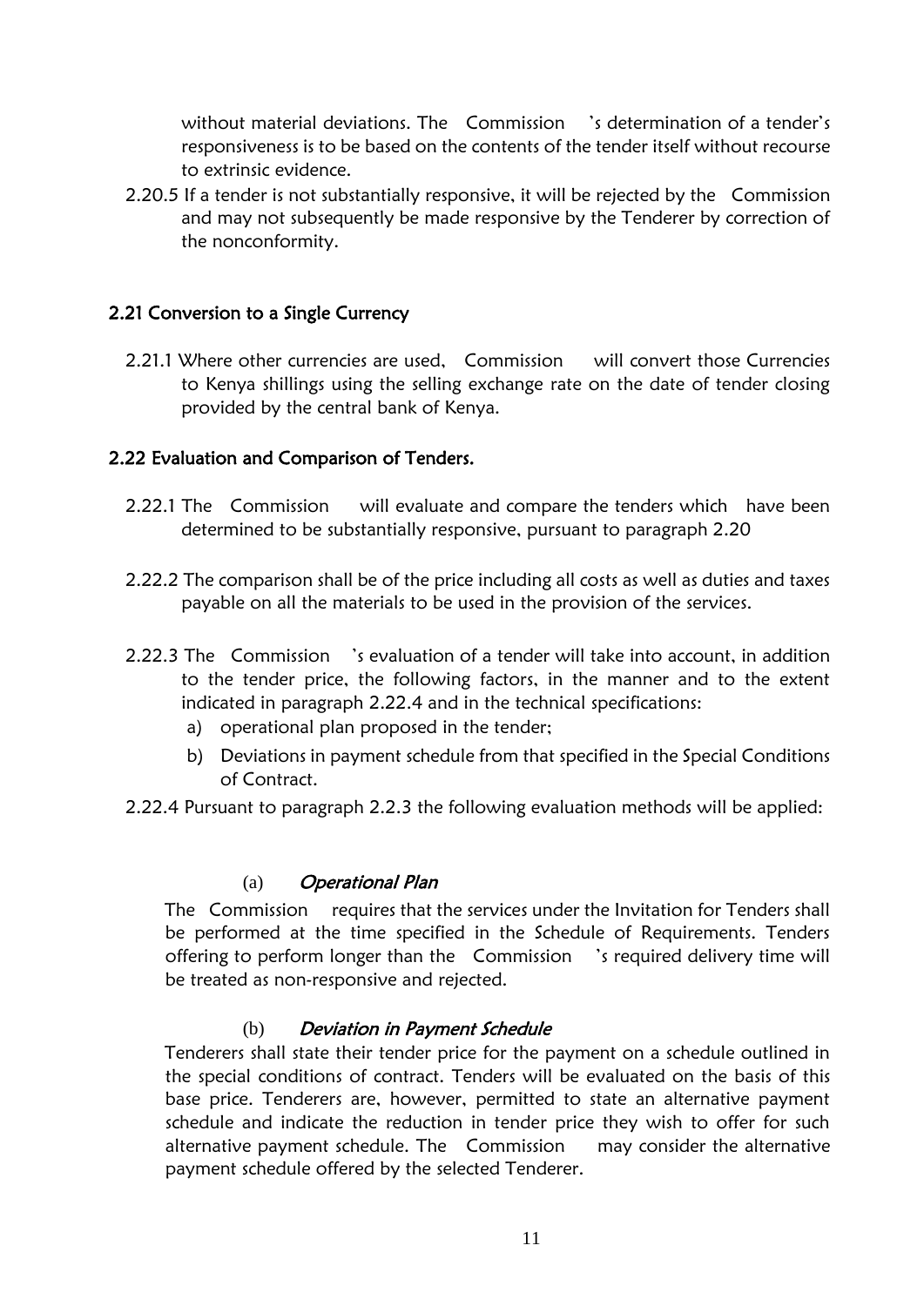without material deviations. The Commission 's determination of a tender's responsiveness is to be based on the contents of the tender itself without recourse to extrinsic evidence.

2.20.5 If a tender is not substantially responsive, it will be rejected by the Commission and may not subsequently be made responsive by the Tenderer by correction of the nonconformity.

## 2.21 Conversion to a Single Currency

2.21.1 Where other currencies are used, Commission will convert those Currencies to Kenya shillings using the selling exchange rate on the date of tender closing provided by the central bank of Kenya.

## 2.22 Evaluation and Comparison of Tenders.

2.22.1 The Commission will evaluate and compare the tenders which have been determined to be substantially responsive, pursuant to paragraph 2.20

2.22.2 The comparison shall be of the price including all costs as well as duties and taxes payable on all the materials to be used in the provision of the services.

2.22.3 The Commission 's evaluation of a tender will take into account, in addition to the tender price, the following factors, in the manner and to the extent indicated in paragraph 2.22.4 and in the technical specifications:

a) operational plan proposed in the tender;
b) Deviations in payment schedule from that specified in the Special Conditions of Contract.

2.22.4 Pursuant to paragraph 2.2.3 the following evaluation methods will be applied:

(a) *Operational Plan*

The Commission requires that the services under the Invitation for Tenders shall be performed at the time specified in the Schedule of Requirements. Tenders offering to perform longer than the Commission 's required delivery time will be treated as non-responsive and rejected.

(b) *Deviation in Payment Schedule*

Tenderers shall state their tender price for the payment on a schedule outlined in the special conditions of contract. Tenders will be evaluated on the basis of this base price. Tenderers are, however, permitted to state an alternative payment schedule and indicate the reduction in tender price they wish to offer for such alternative payment schedule. The Commission may consider the alternative payment schedule offered by the selected Tenderer.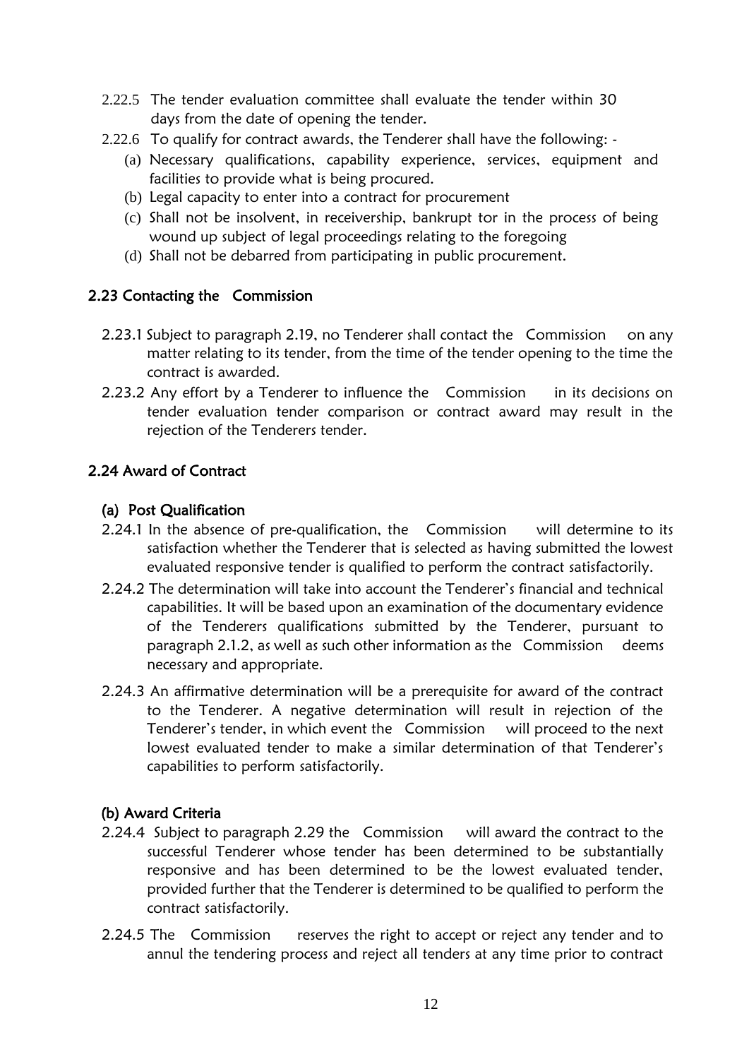2.22.5 The tender evaluation committee shall evaluate the tender within 30 days from the date of opening the tender.

2.22.6 To qualify for contract awards, the Tenderer shall have the following: -

(a) Necessary qualifications, capability experience, services, equipment and facilities to provide what is being procured.
(b) Legal capacity to enter into a contract for procurement
(c) Shall not be insolvent, in receivership, bankrupt tor in the process of being wound up subject of legal proceedings relating to the foregoing
(d) Shall not be debarred from participating in public procurement.

## 2.23 Contacting the Commission

2.23.1 Subject to paragraph 2.19, no Tenderer shall contact the Commission on any matter relating to its tender, from the time of the tender opening to the time the contract is awarded.

2.23.2 Any effort by a Tenderer to influence the Commission in its decisions on tender evaluation tender comparison or contract award may result in the rejection of the Tenderers tender.

## 2.24 Award of Contract

### (a) Post Qualification

2.24.1 In the absence of pre-qualification, the Commission will determine to its satisfaction whether the Tenderer that is selected as having submitted the lowest evaluated responsive tender is qualified to perform the contract satisfactorily.

2.24.2 The determination will take into account the Tenderer's financial and technical capabilities. It will be based upon an examination of the documentary evidence of the Tenderers qualifications submitted by the Tenderer, pursuant to paragraph 2.1.2, as well as such other information as the Commission deems necessary and appropriate.

2.24.3 An affirmative determination will be a prerequisite for award of the contract to the Tenderer. A negative determination will result in rejection of the Tenderer's tender, in which event the Commission will proceed to the next lowest evaluated tender to make a similar determination of that Tenderer's capabilities to perform satisfactorily.

### (b) Award Criteria

2.24.4 Subject to paragraph 2.29 the Commission will award the contract to the successful Tenderer whose tender has been determined to be substantially responsive and has been determined to be the lowest evaluated tender, provided further that the Tenderer is determined to be qualified to perform the contract satisfactorily.

2.24.5 The Commission reserves the right to accept or reject any tender and to annul the tendering process and reject all tenders at any time prior to contract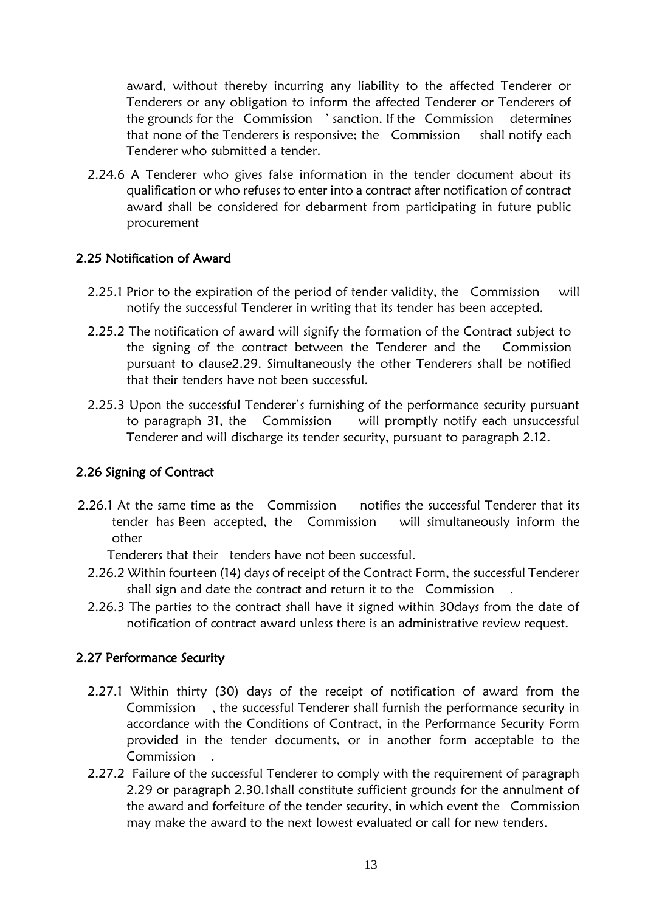award, without thereby incurring any liability to the affected Tenderer or Tenderers or any obligation to inform the affected Tenderer or Tenderers of the grounds for the Commission ' sanction. If the Commission determines that none of the Tenderers is responsive; the Commission shall notify each Tenderer who submitted a tender.

2.24.6 A Tenderer who gives false information in the tender document about its qualification or who refuses to enter into a contract after notification of contract award shall be considered for debarment from participating in future public procurement

### 2.25 Notification of Award

2.25.1 Prior to the expiration of the period of tender validity, the Commission will notify the successful Tenderer in writing that its tender has been accepted.

2.25.2 The notification of award will signify the formation of the Contract subject to the signing of the contract between the Tenderer and the Commission pursuant to clause2.29. Simultaneously the other Tenderers shall be notified that their tenders have not been successful.

2.25.3 Upon the successful Tenderer's furnishing of the performance security pursuant to paragraph 31, the Commission will promptly notify each unsuccessful Tenderer and will discharge its tender security, pursuant to paragraph 2.12.

### 2.26 Signing of Contract

2.26.1 At the same time as the Commission notifies the successful Tenderer that its tender has Been accepted, the Commission will simultaneously inform the other Tenderers that their tenders have not been successful.

2.26.2 Within fourteen (14) days of receipt of the Contract Form, the successful Tenderer shall sign and date the contract and return it to the Commission .

2.26.3 The parties to the contract shall have it signed within 30days from the date of notification of contract award unless there is an administrative review request.

### 2.27 Performance Security

2.27.1 Within thirty (30) days of the receipt of notification of award from the Commission , the successful Tenderer shall furnish the performance security in accordance with the Conditions of Contract, in the Performance Security Form provided in the tender documents, or in another form acceptable to the Commission .

2.27.2 Failure of the successful Tenderer to comply with the requirement of paragraph 2.29 or paragraph 2.30.1shall constitute sufficient grounds for the annulment of the award and forfeiture of the tender security, in which event the Commission may make the award to the next lowest evaluated or call for new tenders.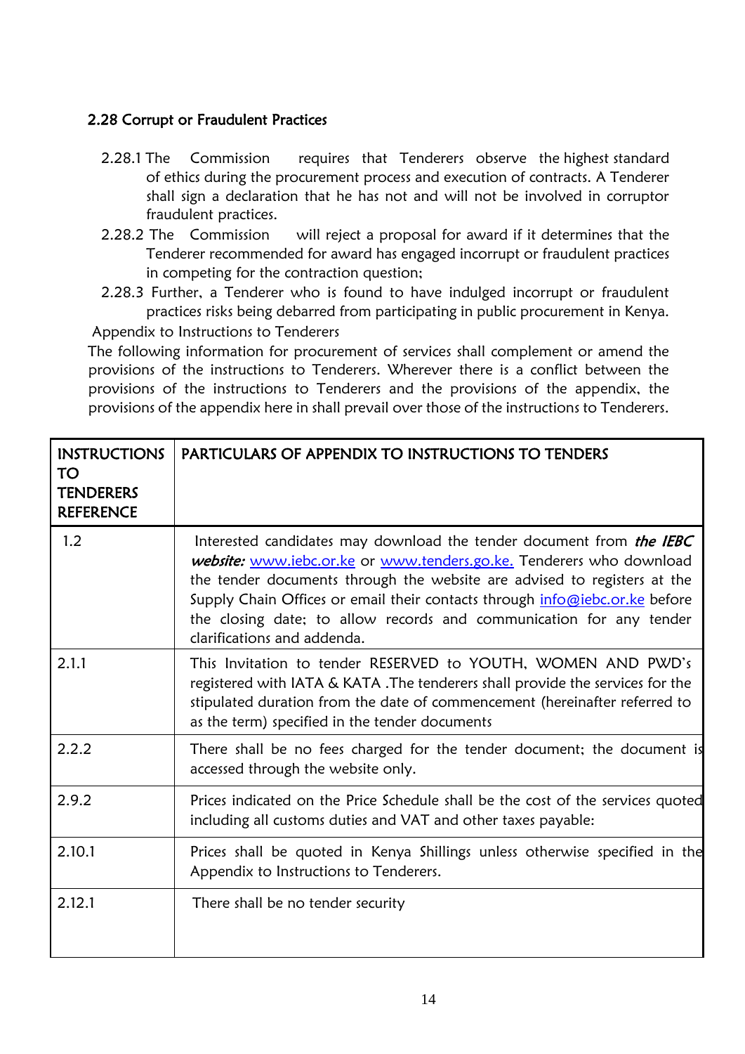## 2.28 Corrupt or Fraudulent Practices

2.28.1 The Commission requires that Tenderers observe the highest standard of ethics during the procurement process and execution of contracts. A Tenderer shall sign a declaration that he has not and will not be involved in corruptor fraudulent practices.

2.28.2 The Commission will reject a proposal for award if it determines that the Tenderer recommended for award has engaged incorrupt or fraudulent practices in competing for the contraction question;

2.28.3 Further, a Tenderer who is found to have indulged incorrupt or fraudulent practices risks being debarred from participating in public procurement in Kenya.

Appendix to Instructions to Tenderers

The following information for procurement of services shall complement or amend the provisions of the instructions to Tenderers. Wherever there is a conflict between the provisions of the instructions to Tenderers and the provisions of the appendix, the provisions of the appendix here in shall prevail over those of the instructions to Tenderers.

| INSTRUCTIONS TO TENDERERS REFERENCE | PARTICULARS OF APPENDIX TO INSTRUCTIONS TO TENDERS |
|---|---|
| 1.2 | Interested candidates may download the tender document from ***the IEBC website:*** www.iebc.or.ke or www.tenders.go.ke. Tenderers who download the tender documents through the website are advised to registers at the Supply Chain Offices or email their contacts through info@iebc.or.ke before the closing date; to allow records and communication for any tender clarifications and addenda. |
| 2.1.1 | This Invitation to tender RESERVED to YOUTH, WOMEN AND PWD's registered with IATA & KATA .The tenderers shall provide the services for the stipulated duration from the date of commencement (hereinafter referred to as the term) specified in the tender documents |
| 2.2.2 | There shall be no fees charged for the tender document; the document is accessed through the website only. |
| 2.9.2 | Prices indicated on the Price Schedule shall be the cost of the services quoted including all customs duties and VAT and other taxes payable: |
| 2.10.1 | Prices shall be quoted in Kenya Shillings unless otherwise specified in the Appendix to Instructions to Tenderers. |
| 2.12.1 | There shall be no tender security |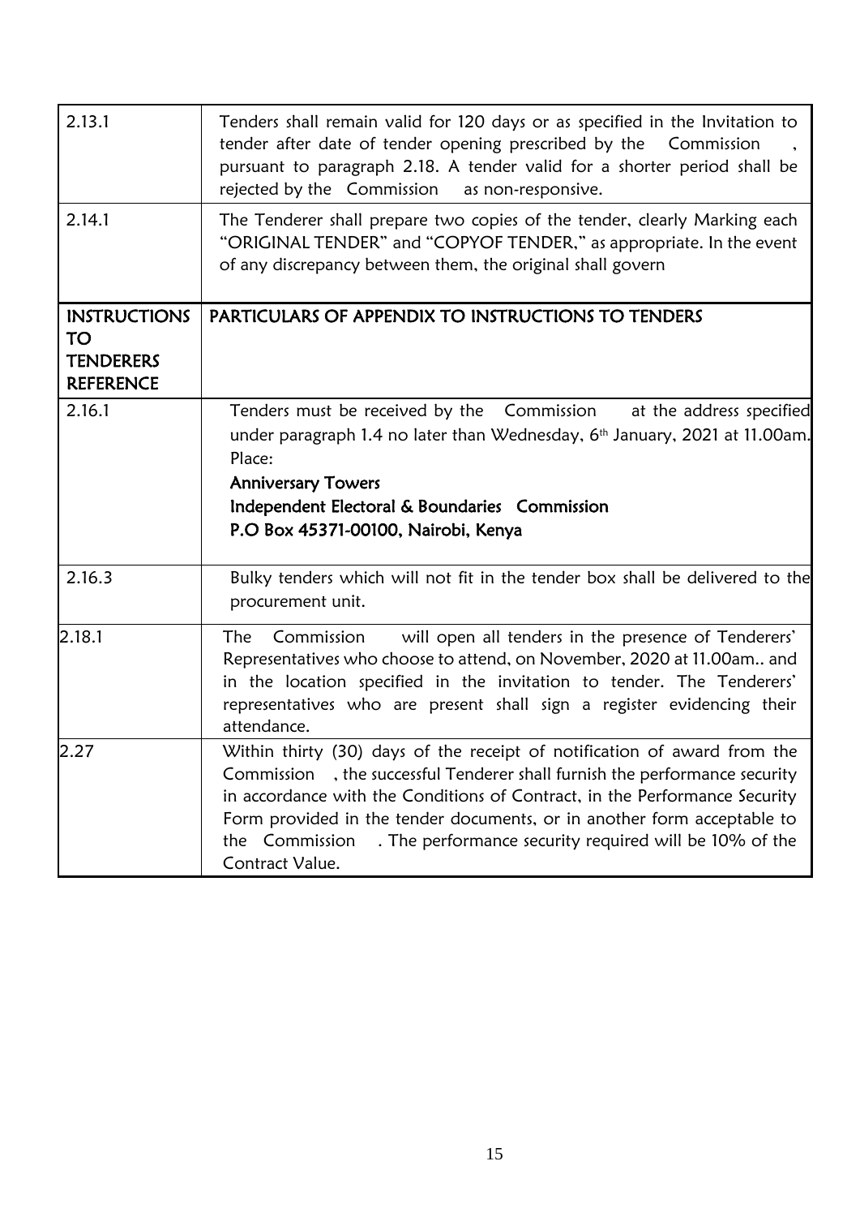| | |
|---|---|
| 2.13.1 | Tenders shall remain valid for 120 days or as specified in the Invitation to tender after date of tender opening prescribed by the Commission , pursuant to paragraph 2.18. A tender valid for a shorter period shall be rejected by the Commission as non-responsive. |
| 2.14.1 | The Tenderer shall prepare two copies of the tender, clearly Marking each "ORIGINAL TENDER" and "COPYOF TENDER," as appropriate. In the event of any discrepancy between them, the original shall govern |
| **INSTRUCTIONS TO TENDERERS REFERENCE** | **PARTICULARS OF APPENDIX TO INSTRUCTIONS TO TENDERS** |
| 2.16.1 | Tenders must be received by the Commission at the address specified under paragraph 1.4 no later than Wednesday, 6th January, 2021 at 11.00am. Place: **Anniversary Towers** **Independent Electoral & Boundaries Commission** **P.O Box 45371-00100, Nairobi, Kenya** |
| 2.16.3 | Bulky tenders which will not fit in the tender box shall be delivered to the procurement unit. |
| 2.18.1 | The Commission will open all tenders in the presence of Tenderers' Representatives who choose to attend, on November, 2020 at 11.00am.. and in the location specified in the invitation to tender. The Tenderers' representatives who are present shall sign a register evidencing their attendance. |
| 2.27 | Within thirty (30) days of the receipt of notification of award from the Commission , the successful Tenderer shall furnish the performance security in accordance with the Conditions of Contract, in the Performance Security Form provided in the tender documents, or in another form acceptable to the Commission . The performance security required will be 10% of the Contract Value. |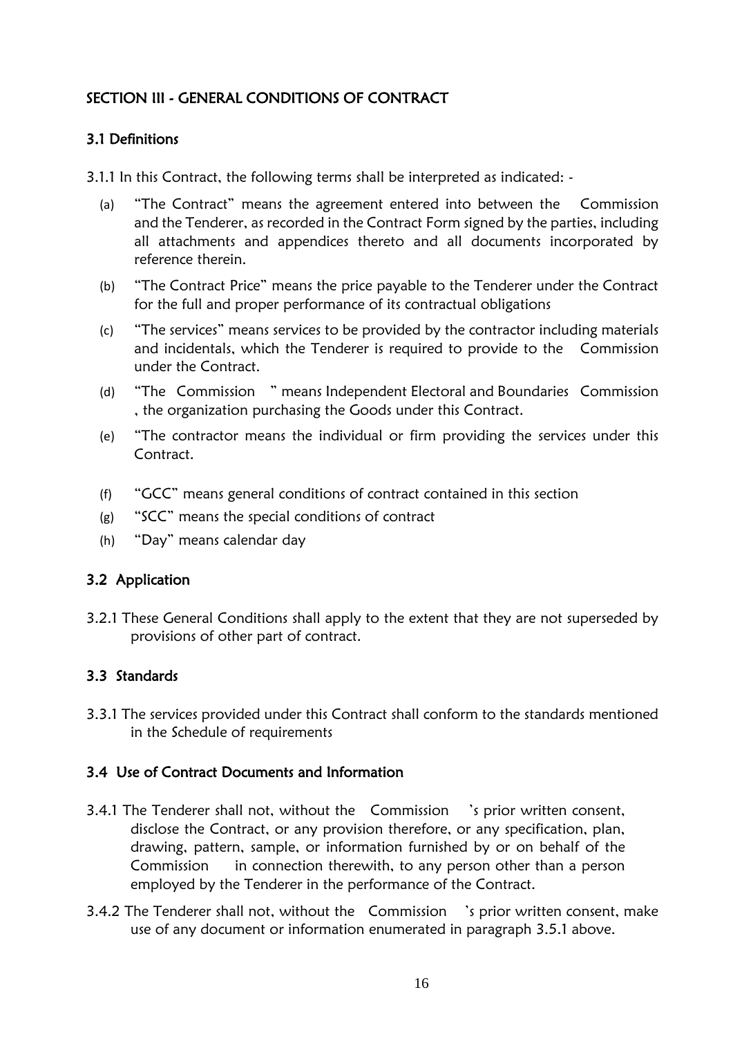## SECTION III - GENERAL CONDITIONS OF CONTRACT

### 3.1 Definitions

3.1.1 In this Contract, the following terms shall be interpreted as indicated: -

(a) "The Contract" means the agreement entered into between the Commission and the Tenderer, as recorded in the Contract Form signed by the parties, including all attachments and appendices thereto and all documents incorporated by reference therein.

(b) "The Contract Price" means the price payable to the Tenderer under the Contract for the full and proper performance of its contractual obligations

(c) "The services" means services to be provided by the contractor including materials and incidentals, which the Tenderer is required to provide to the Commission under the Contract.

(d) "The Commission " means Independent Electoral and Boundaries Commission , the organization purchasing the Goods under this Contract.

(e) "The contractor means the individual or firm providing the services under this Contract.

(f) "GCC" means general conditions of contract contained in this section

(g) "SCC" means the special conditions of contract

(h) "Day" means calendar day

### 3.2 Application

3.2.1 These General Conditions shall apply to the extent that they are not superseded by provisions of other part of contract.

### 3.3 Standards

3.3.1 The services provided under this Contract shall conform to the standards mentioned in the Schedule of requirements

### 3.4 Use of Contract Documents and Information

3.4.1 The Tenderer shall not, without the Commission 's prior written consent, disclose the Contract, or any provision therefore, or any specification, plan, drawing, pattern, sample, or information furnished by or on behalf of the Commission in connection therewith, to any person other than a person employed by the Tenderer in the performance of the Contract.

3.4.2 The Tenderer shall not, without the Commission 's prior written consent, make use of any document or information enumerated in paragraph 3.5.1 above.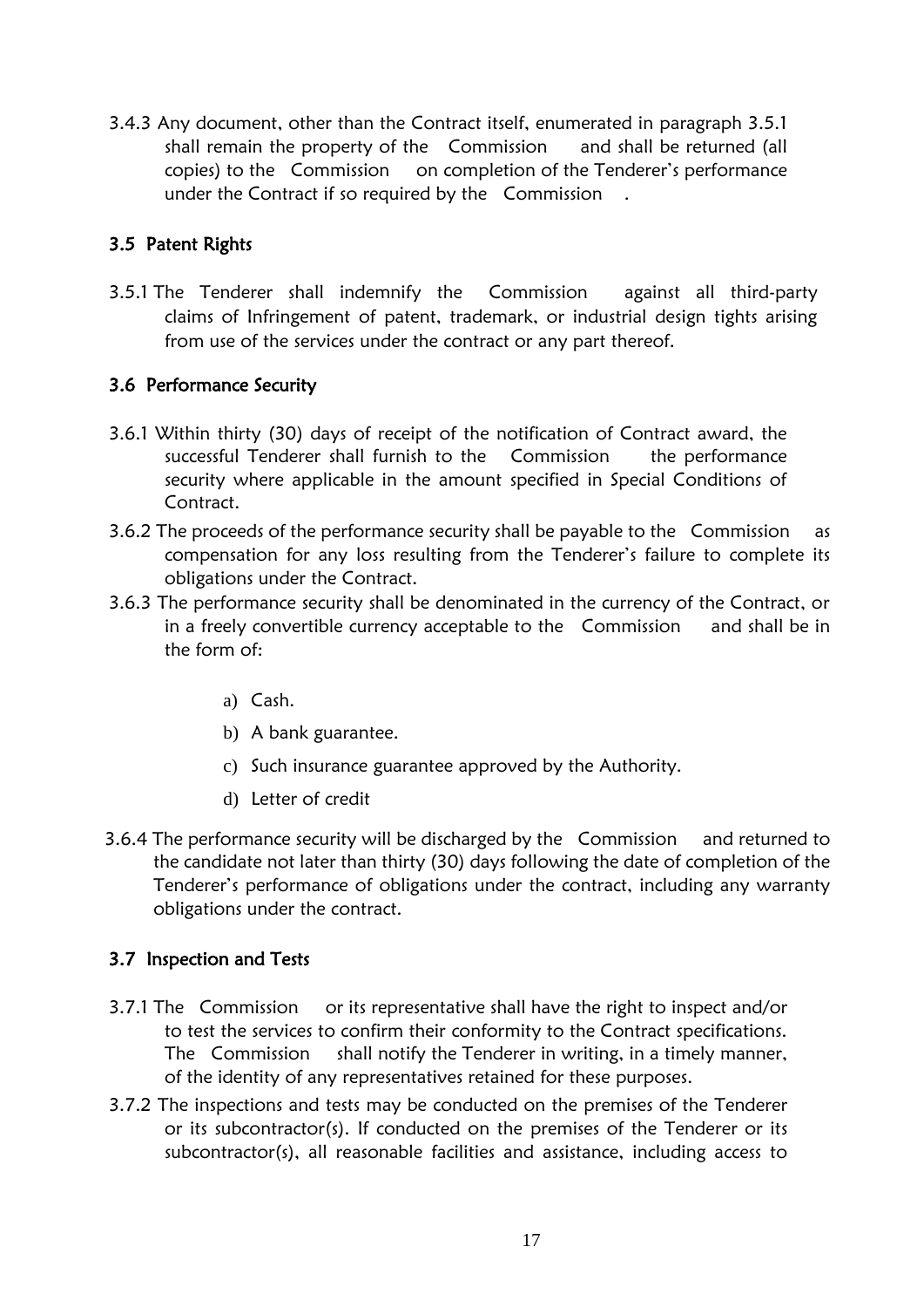3.4.3 Any document, other than the Contract itself, enumerated in paragraph 3.5.1 shall remain the property of the Commission and shall be returned (all copies) to the Commission on completion of the Tenderer's performance under the Contract if so required by the Commission .

### 3.5 Patent Rights

3.5.1 The Tenderer shall indemnify the Commission against all third-party claims of Infringement of patent, trademark, or industrial design tights arising from use of the services under the contract or any part thereof.

### 3.6 Performance Security

3.6.1 Within thirty (30) days of receipt of the notification of Contract award, the successful Tenderer shall furnish to the Commission the performance security where applicable in the amount specified in Special Conditions of Contract.

3.6.2 The proceeds of the performance security shall be payable to the Commission as compensation for any loss resulting from the Tenderer's failure to complete its obligations under the Contract.

3.6.3 The performance security shall be denominated in the currency of the Contract, or in a freely convertible currency acceptable to the Commission and shall be in the form of:

a) Cash.

b) A bank guarantee.

c) Such insurance guarantee approved by the Authority.

d) Letter of credit

3.6.4 The performance security will be discharged by the Commission and returned to the candidate not later than thirty (30) days following the date of completion of the Tenderer's performance of obligations under the contract, including any warranty obligations under the contract.

### 3.7 Inspection and Tests

3.7.1 The Commission or its representative shall have the right to inspect and/or to test the services to confirm their conformity to the Contract specifications. The Commission shall notify the Tenderer in writing, in a timely manner, of the identity of any representatives retained for these purposes.

3.7.2 The inspections and tests may be conducted on the premises of the Tenderer or its subcontractor(s). If conducted on the premises of the Tenderer or its subcontractor(s), all reasonable facilities and assistance, including access to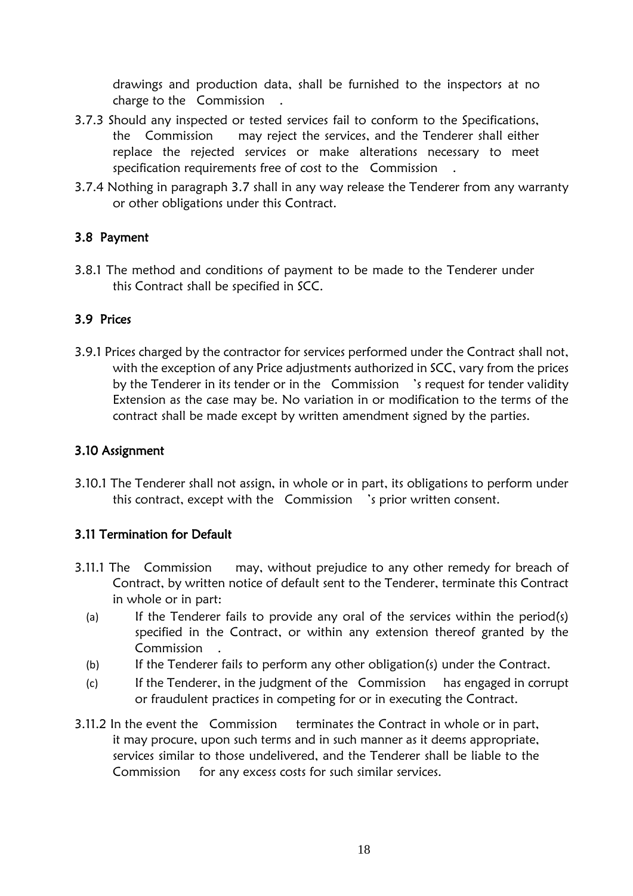drawings and production data, shall be furnished to the inspectors at no charge to the Commission .

3.7.3 Should any inspected or tested services fail to conform to the Specifications, the Commission may reject the services, and the Tenderer shall either replace the rejected services or make alterations necessary to meet specification requirements free of cost to the Commission .

3.7.4 Nothing in paragraph 3.7 shall in any way release the Tenderer from any warranty or other obligations under this Contract.

## 3.8 Payment

3.8.1 The method and conditions of payment to be made to the Tenderer under this Contract shall be specified in SCC.

## 3.9 Prices

3.9.1 Prices charged by the contractor for services performed under the Contract shall not, with the exception of any Price adjustments authorized in SCC, vary from the prices by the Tenderer in its tender or in the Commission 's request for tender validity Extension as the case may be. No variation in or modification to the terms of the contract shall be made except by written amendment signed by the parties.

## 3.10 Assignment

3.10.1 The Tenderer shall not assign, in whole or in part, its obligations to perform under this contract, except with the Commission 's prior written consent.

## 3.11 Termination for Default

3.11.1 The Commission may, without prejudice to any other remedy for breach of Contract, by written notice of default sent to the Tenderer, terminate this Contract in whole or in part:

(a) If the Tenderer fails to provide any oral of the services within the period(s) specified in the Contract, or within any extension thereof granted by the Commission .

(b) If the Tenderer fails to perform any other obligation(s) under the Contract.

(c) If the Tenderer, in the judgment of the Commission has engaged in corrupt or fraudulent practices in competing for or in executing the Contract.

3.11.2 In the event the Commission terminates the Contract in whole or in part, it may procure, upon such terms and in such manner as it deems appropriate, services similar to those undelivered, and the Tenderer shall be liable to the Commission for any excess costs for such similar services.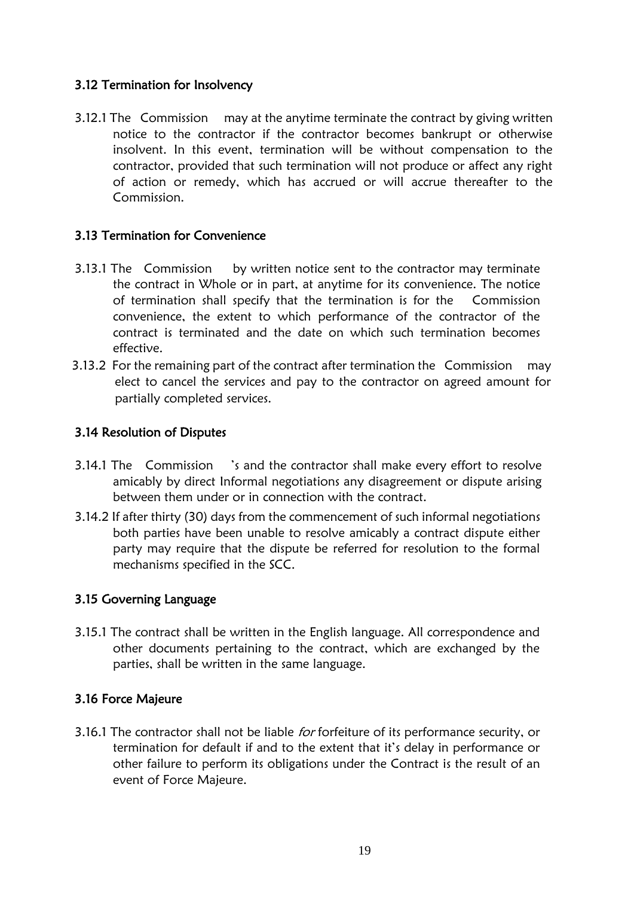### 3.12 Termination for Insolvency

3.12.1 The Commission may at the anytime terminate the contract by giving written notice to the contractor if the contractor becomes bankrupt or otherwise insolvent. In this event, termination will be without compensation to the contractor, provided that such termination will not produce or affect any right of action or remedy, which has accrued or will accrue thereafter to the Commission.

### 3.13 Termination for Convenience

3.13.1 The Commission by written notice sent to the contractor may terminate the contract in Whole or in part, at anytime for its convenience. The notice of termination shall specify that the termination is for the Commission convenience, the extent to which performance of the contractor of the contract is terminated and the date on which such termination becomes effective.

3.13.2 For the remaining part of the contract after termination the Commission may elect to cancel the services and pay to the contractor on agreed amount for partially completed services.

### 3.14 Resolution of Disputes

3.14.1 The Commission 's and the contractor shall make every effort to resolve amicably by direct Informal negotiations any disagreement or dispute arising between them under or in connection with the contract.

3.14.2 If after thirty (30) days from the commencement of such informal negotiations both parties have been unable to resolve amicably a contract dispute either party may require that the dispute be referred for resolution to the formal mechanisms specified in the SCC.

### 3.15 Governing Language

3.15.1 The contract shall be written in the English language. All correspondence and other documents pertaining to the contract, which are exchanged by the parties, shall be written in the same language.

### 3.16 Force Majeure

3.16.1 The contractor shall not be liable *for* forfeiture of its performance security, or termination for default if and to the extent that it's delay in performance or other failure to perform its obligations under the Contract is the result of an event of Force Majeure.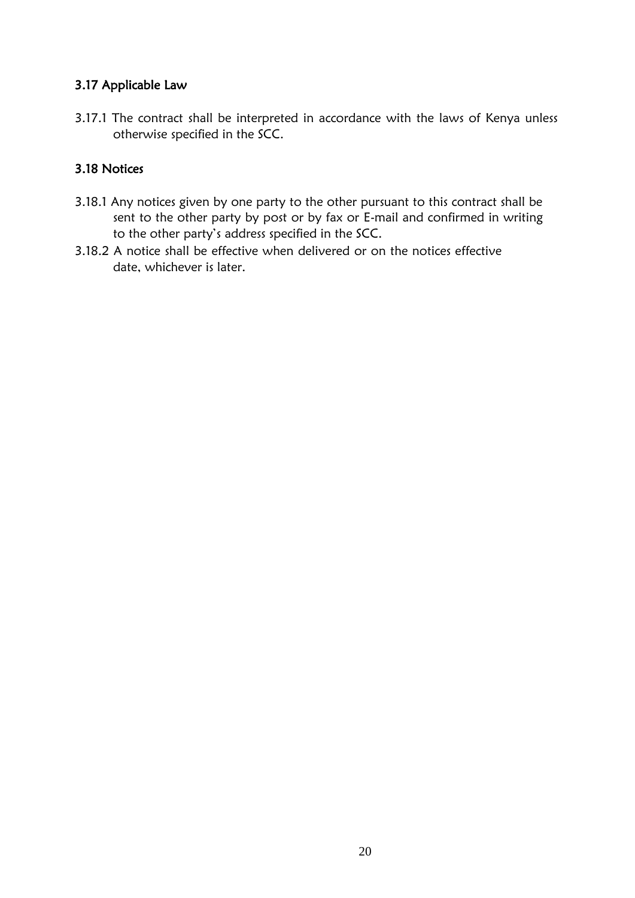### 3.17 Applicable Law

3.17.1 The contract shall be interpreted in accordance with the laws of Kenya unless otherwise specified in the SCC.

### 3.18 Notices

3.18.1 Any notices given by one party to the other pursuant to this contract shall be sent to the other party by post or by fax or E-mail and confirmed in writing to the other party's address specified in the SCC.

3.18.2 A notice shall be effective when delivered or on the notices effective date, whichever is later.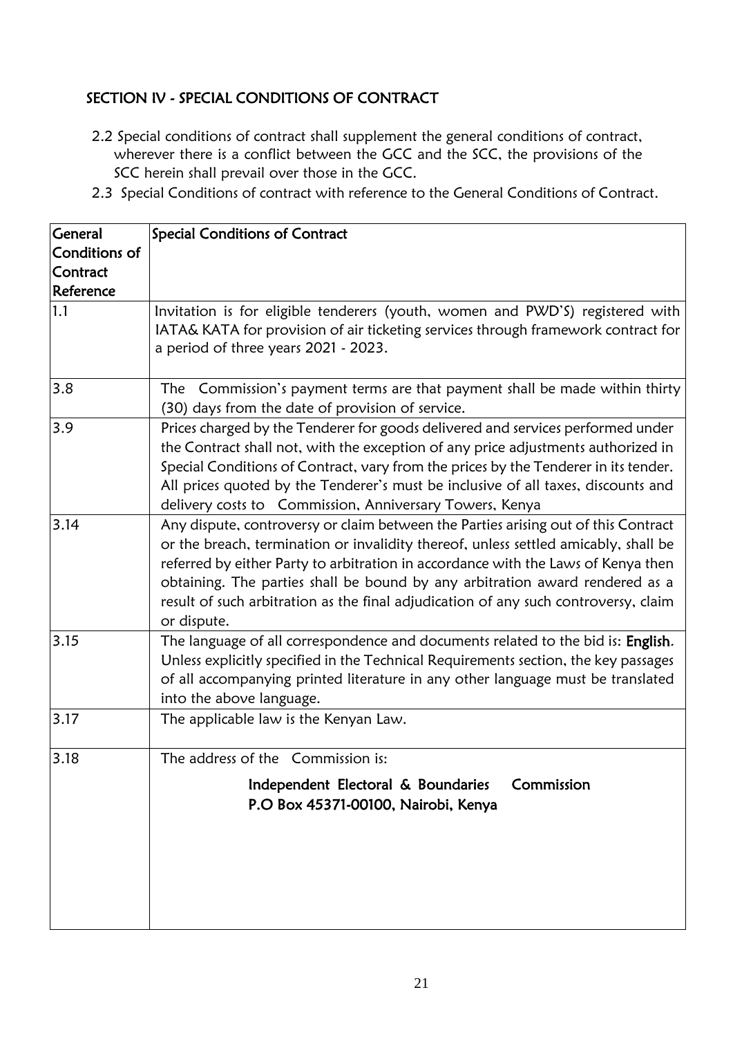## SECTION IV - SPECIAL CONDITIONS OF CONTRACT

2.2 Special conditions of contract shall supplement the general conditions of contract, wherever there is a conflict between the GCC and the SCC, the provisions of the SCC herein shall prevail over those in the GCC.

2.3 Special Conditions of contract with reference to the General Conditions of Contract.

| General Conditions of Contract Reference | Special Conditions of Contract |
|---|---|
| 1.1 | Invitation is for eligible tenderers (youth, women and PWD'S) registered with IATA& KATA for provision of air ticketing services through framework contract for a period of three years 2021 - 2023. |
| 3.8 | The Commission's payment terms are that payment shall be made within thirty (30) days from the date of provision of service. |
| 3.9 | Prices charged by the Tenderer for goods delivered and services performed under the Contract shall not, with the exception of any price adjustments authorized in Special Conditions of Contract, vary from the prices by the Tenderer in its tender. All prices quoted by the Tenderer's must be inclusive of all taxes, discounts and delivery costs to Commission, Anniversary Towers, Kenya |
| 3.14 | Any dispute, controversy or claim between the Parties arising out of this Contract or the breach, termination or invalidity thereof, unless settled amicably, shall be referred by either Party to arbitration in accordance with the Laws of Kenya then obtaining. The parties shall be bound by any arbitration award rendered as a result of such arbitration as the final adjudication of any such controversy, claim or dispute. |
| 3.15 | The language of all correspondence and documents related to the bid is: **English**. Unless explicitly specified in the Technical Requirements section, the key passages of all accompanying printed literature in any other language must be translated into the above language. |
| 3.17 | The applicable law is the Kenyan Law. |
| 3.18 | The address of the Commission is: **Independent Electoral & Boundaries Commission P.O Box 45371-00100, Nairobi, Kenya** |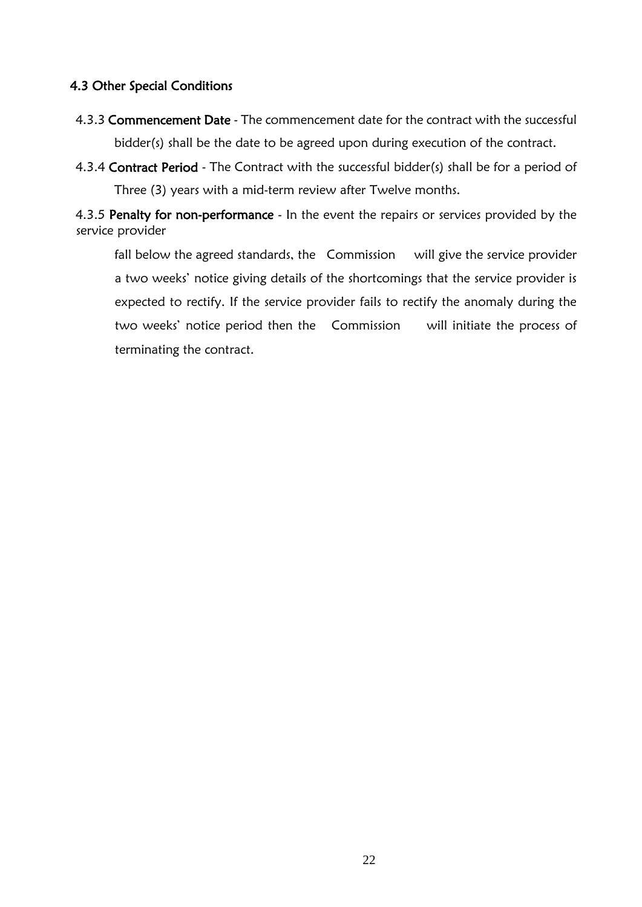### 4.3 Other Special Conditions

4.3.3 **Commencement Date** - The commencement date for the contract with the successful bidder(s) shall be the date to be agreed upon during execution of the contract.

4.3.4 **Contract Period** - The Contract with the successful bidder(s) shall be for a period of Three (3) years with a mid-term review after Twelve months.

4.3.5 **Penalty for non-performance** - In the event the repairs or services provided by the service provider fall below the agreed standards, the Commission will give the service provider a two weeks' notice giving details of the shortcomings that the service provider is expected to rectify. If the service provider fails to rectify the anomaly during the two weeks' notice period then the Commission will initiate the process of terminating the contract.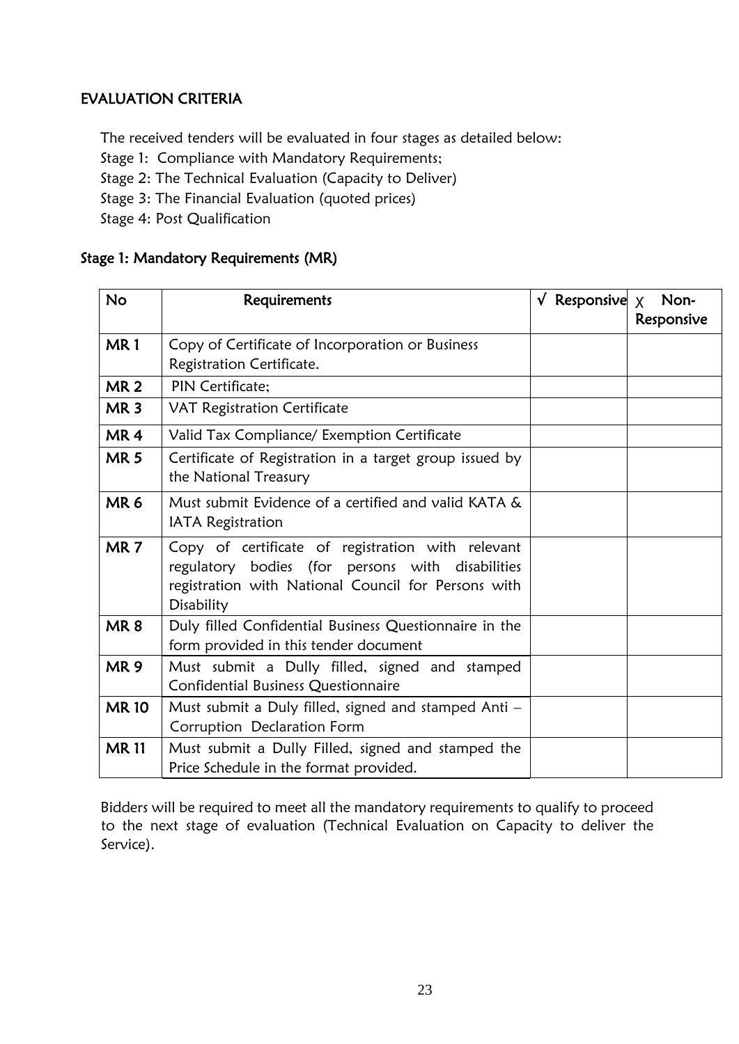## EVALUATION CRITERIA

The received tenders will be evaluated in four stages as detailed below:

Stage 1: Compliance with Mandatory Requirements;

Stage 2: The Technical Evaluation (Capacity to Deliver)

Stage 3: The Financial Evaluation (quoted prices)

Stage 4: Post Qualification

### Stage 1: Mandatory Requirements (MR)

| No | Requirements | √ Responsive | χ Non-Responsive |
|---|---|---|---|
| **MR 1** | Copy of Certificate of Incorporation or Business Registration Certificate. | | |
| **MR 2** | PIN Certificate; | | |
| **MR 3** | VAT Registration Certificate | | |
| **MR 4** | Valid Tax Compliance/ Exemption Certificate | | |
| **MR 5** | Certificate of Registration in a target group issued by the National Treasury | | |
| **MR 6** | Must submit Evidence of a certified and valid KATA & IATA Registration | | |
| **MR 7** | Copy of certificate of registration with relevant regulatory bodies (for persons with disabilities registration with National Council for Persons with Disability | | |
| **MR 8** | Duly filled Confidential Business Questionnaire in the form provided in this tender document | | |
| **MR 9** | Must submit a Dully filled, signed and stamped Confidential Business Questionnaire | | |
| **MR 10** | Must submit a Duly filled, signed and stamped Anti – Corruption Declaration Form | | |
| **MR 11** | Must submit a Dully Filled, signed and stamped the Price Schedule in the format provided. | | |

Bidders will be required to meet all the mandatory requirements to qualify to proceed to the next stage of evaluation (Technical Evaluation on Capacity to deliver the Service).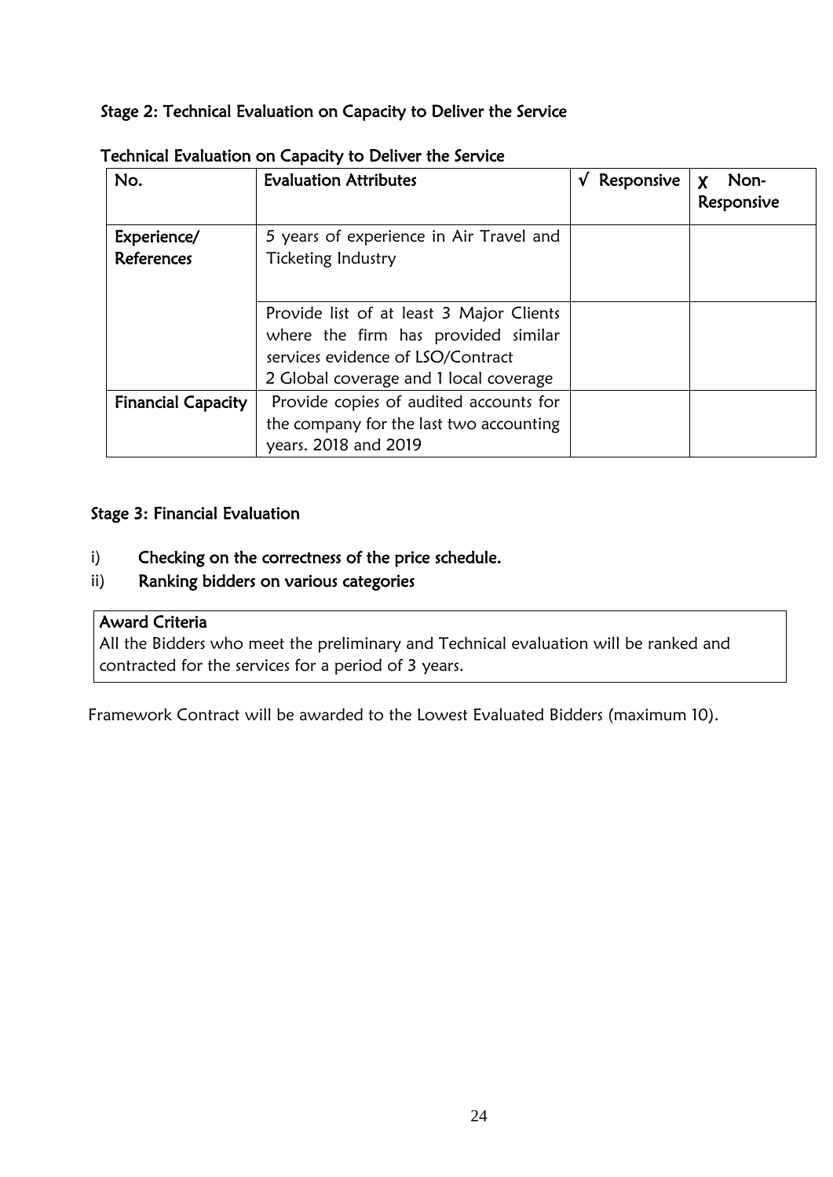### Stage 2: Technical Evaluation on Capacity to Deliver the Service

**Technical Evaluation on Capacity to Deliver the Service**

| No. | Evaluation Attributes | √ Responsive | χ Non-Responsive |
|---|---|---|---|
| Experience/ References | 5 years of experience in Air Travel and Ticketing Industry | | |
| | Provide list of at least 3 Major Clients where the firm has provided similar services evidence of LSO/Contract<br>2 Global coverage and 1 local coverage | | |
| Financial Capacity | Provide copies of audited accounts for the company for the last two accounting years. 2018 and 2019 | | |

### Stage 3: Financial Evaluation

i) **Checking on the correctness of the price schedule.**

ii) **Ranking bidders on various categories**

**Award Criteria**

All the Bidders who meet the preliminary and Technical evaluation will be ranked and contracted for the services for a period of 3 years.

Framework Contract will be awarded to the Lowest Evaluated Bidders (maximum 10).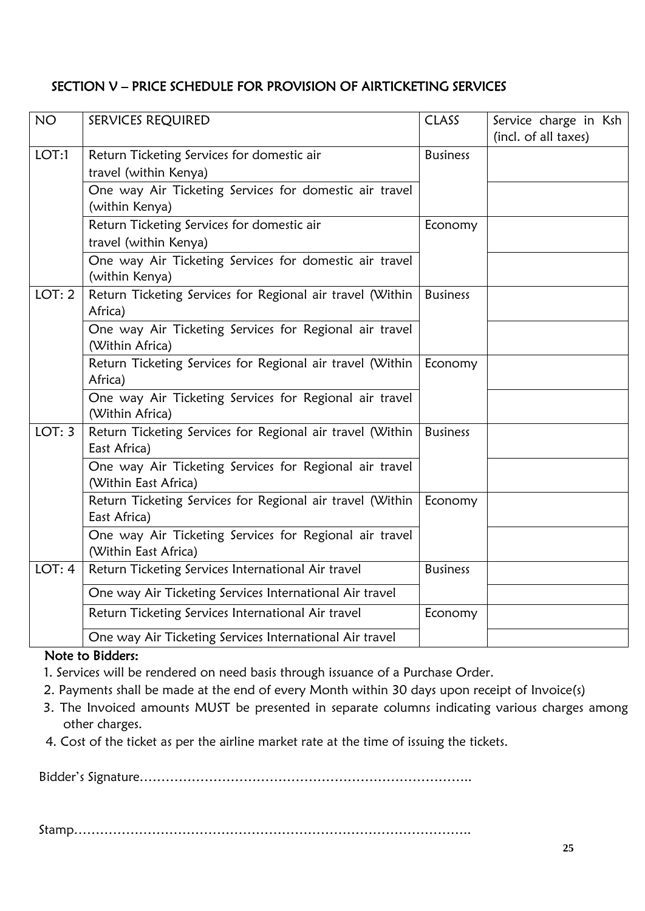## SECTION V – PRICE SCHEDULE FOR PROVISION OF AIRTICKETING SERVICES

| NO | SERVICES REQUIRED | CLASS | Service charge in Ksh (incl. of all taxes) |
|---|---|---|---|
| LOT:1 | Return Ticketing Services for domestic air travel (within Kenya) | Business | |
| | One way Air Ticketing Services for domestic air travel (within Kenya) | | |
| | Return Ticketing Services for domestic air travel (within Kenya) | Economy | |
| | One way Air Ticketing Services for domestic air travel (within Kenya) | | |
| LOT: 2 | Return Ticketing Services for Regional air travel (Within Africa) | Business | |
| | One way Air Ticketing Services for Regional air travel (Within Africa) | | |
| | Return Ticketing Services for Regional air travel (Within Africa) | Economy | |
| | One way Air Ticketing Services for Regional air travel (Within Africa) | | |
| LOT: 3 | Return Ticketing Services for Regional air travel (Within East Africa) | Business | |
| | One way Air Ticketing Services for Regional air travel (Within East Africa) | | |
| | Return Ticketing Services for Regional air travel (Within East Africa) | Economy | |
| | One way Air Ticketing Services for Regional air travel (Within East Africa) | | |
| LOT: 4 | Return Ticketing Services International Air travel | Business | |
| | One way Air Ticketing Services International Air travel | | |
| | Return Ticketing Services International Air travel | Economy | |
| | One way Air Ticketing Services International Air travel | | |

**Note to Bidders:**

1. Services will be rendered on need basis through issuance of a Purchase Order.
2. Payments shall be made at the end of every Month within 30 days upon receipt of Invoice(s)
3. The Invoiced amounts MUST be presented in separate columns indicating various charges among other charges.
4. Cost of the ticket as per the airline market rate at the time of issuing the tickets.

Bidder's Signature…………………………………………………………………..

Stamp…………………………………………………………………………………..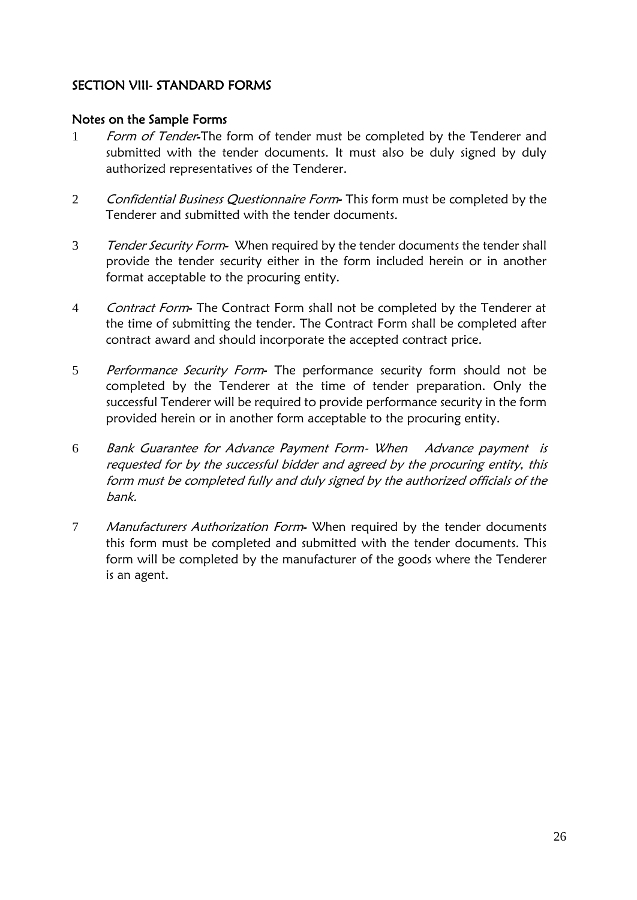## SECTION VIII- STANDARD FORMS

### Notes on the Sample Forms

1. *Form of Tender*-The form of tender must be completed by the Tenderer and submitted with the tender documents. It must also be duly signed by duly authorized representatives of the Tenderer.

2. *Confidential Business Questionnaire Form*- This form must be completed by the Tenderer and submitted with the tender documents.

3. *Tender Security Form*- When required by the tender documents the tender shall provide the tender security either in the form included herein or in another format acceptable to the procuring entity.

4. *Contract Form*- The Contract Form shall not be completed by the Tenderer at the time of submitting the tender. The Contract Form shall be completed after contract award and should incorporate the accepted contract price.

5. *Performance Security Form*- The performance security form should not be completed by the Tenderer at the time of tender preparation. Only the successful Tenderer will be required to provide performance security in the form provided herein or in another form acceptable to the procuring entity.

6. *Bank Guarantee for Advance Payment Form- When Advance payment is requested for by the successful bidder and agreed by the procuring entity, this form must be completed fully and duly signed by the authorized officials of the bank.*

7. *Manufacturers Authorization Form*- When required by the tender documents this form must be completed and submitted with the tender documents. This form will be completed by the manufacturer of the goods where the Tenderer is an agent.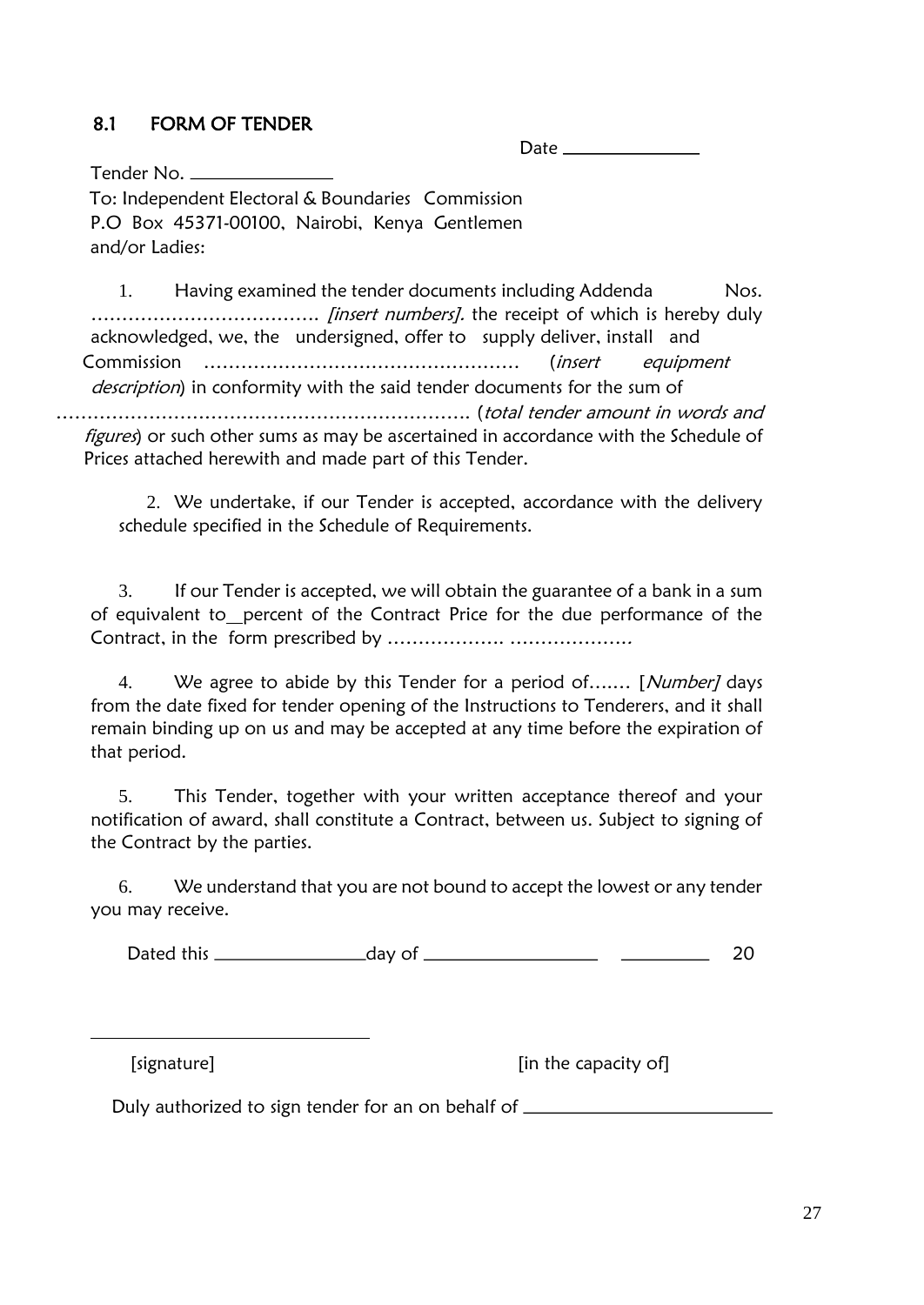## 8.1 FORM OF TENDER

Date ______________

Tender No. ______________

To: Independent Electoral & Boundaries Commission
P.O Box 45371-00100, Nairobi, Kenya Gentlemen and/or Ladies:

1. Having examined the tender documents including Addenda Nos. ………………………………. *[insert numbers].* the receipt of which is hereby duly acknowledged, we, the undersigned, offer to supply deliver, install and Commission …………………………………………… (*insert equipment description*) in conformity with the said tender documents for the sum of …………………………………………………………. (*total tender amount in words and figures*) or such other sums as may be ascertained in accordance with the Schedule of Prices attached herewith and made part of this Tender.

2. We undertake, if our Tender is accepted, accordance with the delivery schedule specified in the Schedule of Requirements.

3. If our Tender is accepted, we will obtain the guarantee of a bank in a sum of equivalent to__percent of the Contract Price for the due performance of the Contract, in the form prescribed by ………………. ………………..

4. We agree to abide by this Tender for a period of……. [*Number]* days from the date fixed for tender opening of the Instructions to Tenderers, and it shall remain binding up on us and may be accepted at any time before the expiration of that period.

5. This Tender, together with your written acceptance thereof and your notification of award, shall constitute a Contract, between us. Subject to signing of the Contract by the parties.

6. We understand that you are not bound to accept the lowest or any tender you may receive.

Dated this ______________day of ________________ ________ 20

______________________________

[signature] [in the capacity of]

Duly authorized to sign tender for an on behalf of ________________________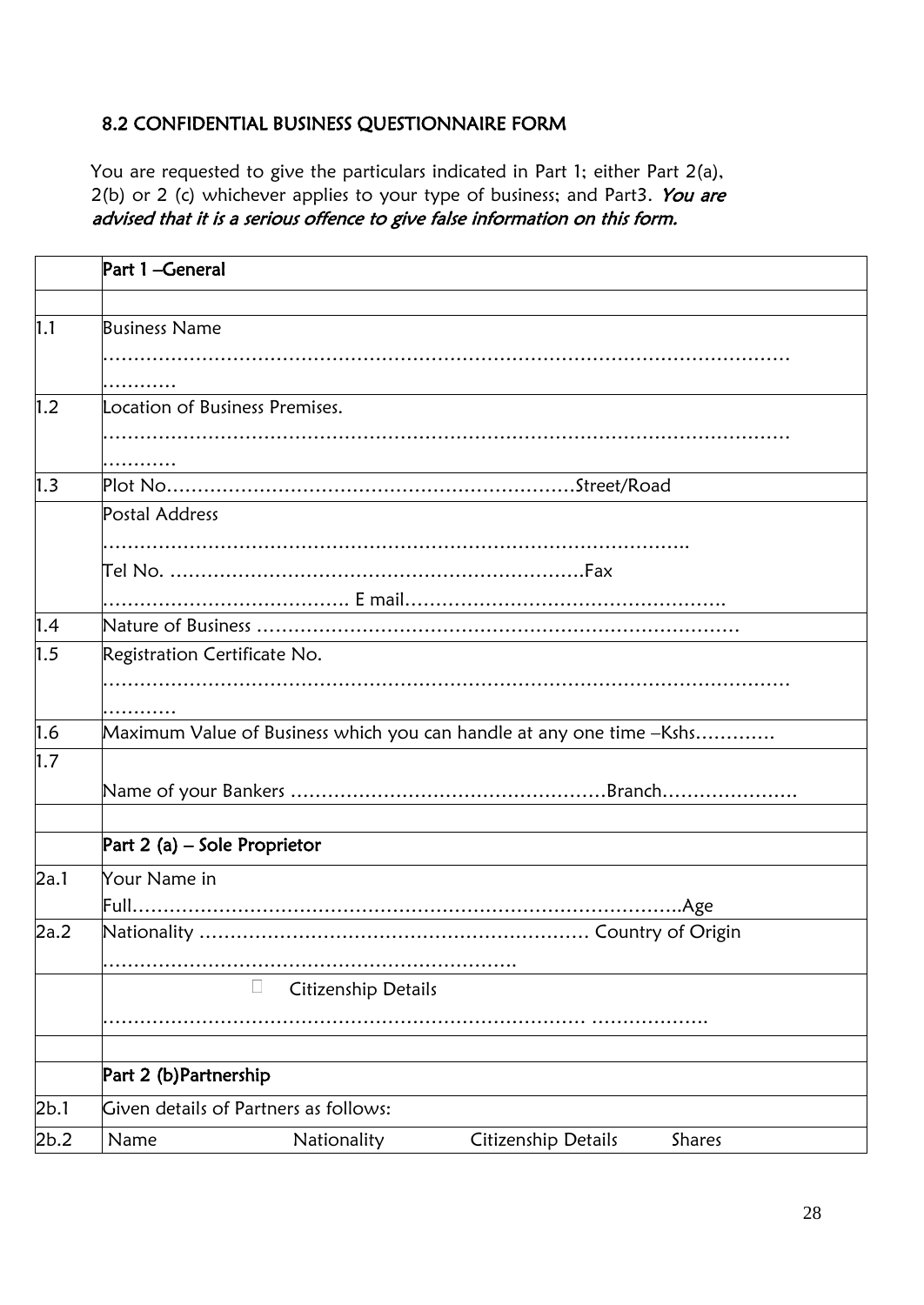## 8.2 CONFIDENTIAL BUSINESS QUESTIONNAIRE FORM

You are requested to give the particulars indicated in Part 1; either Part 2(a), 2(b) or 2 (c) whichever applies to your type of business; and Part3. *You are advised that it is a serious offence to give false information on this form.*

| | |
|---|---|
| | **Part 1 –General** |
| | |
| 1.1 | Business Name ……………………………………………………………………………………………………………… |
| 1.2 | Location of Business Premises. ……………………………………………………………………………………………………………… |
| 1.3 | Plot No…………………………………………………………Street/Road |
| | Postal Address ……………………………………………………………………………………….. Tel No. …………………………………………………………Fax ………………………………… E mail……………………………………………. |
| 1.4 | Nature of Business ………………………………………………………………… |
| 1.5 | Registration Certificate No. ……………………………………………………………………………………………………………… |
| 1.6 | Maximum Value of Business which you can handle at any one time –Kshs…………. |
| 1.7 | Name of your Bankers ……………………………………………Branch…………………. |
| | |
| | **Part 2 (a) – Sole Proprietor** |
| 2a.1 | Your Name in Full……………………………………………………………………………..Age |
| 2a.2 | Nationality ……………………………………………………… Country of Origin ………………………………………………………….. |
| | ☐ Citizenship Details ………………………………………………………………… ………………. |
| | |
| | **Part 2 (b)Partnership** |
| 2b.1 | Given details of Partners as follows: |
| 2b.2 | Name Nationality Citizenship Details Shares |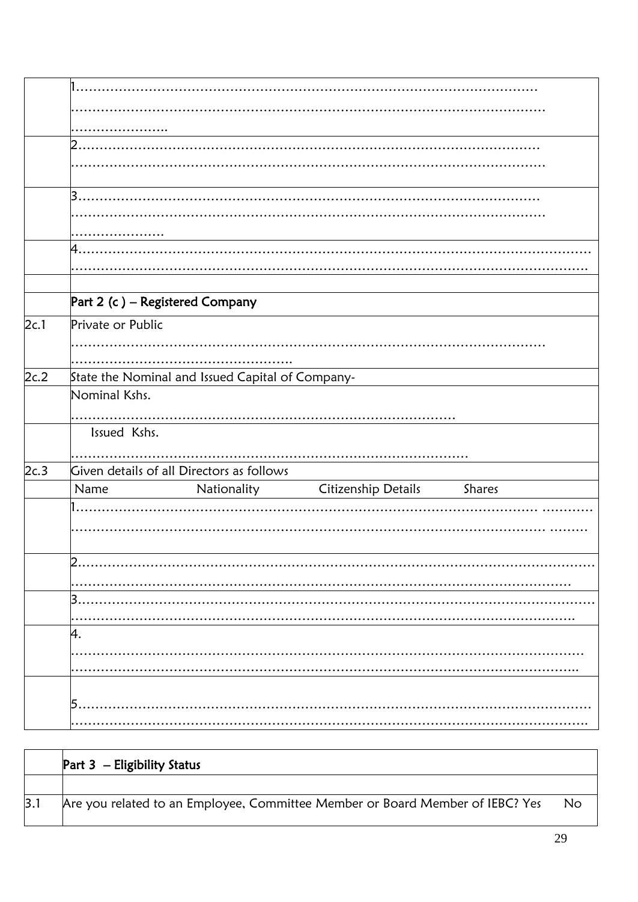| | |
|---|---|
| | 1………………………………………………………………………………………… …………………………………………………………………………………………… ………………….. |
| | 2………………………………………………………………………………………… …………………………………………………………………………………………… |
| | 3………………………………………………………………………………………… …………………………………………………………………………………………… …………………. |
| | 4……………………………………………………………………………………………………… …………………………………………………………………………………………………….. |
| | |
| | **Part 2 (c ) – Registered Company** |
| 2c.1 | Private or Public …………………………………………………………………………………………… ……………………………………………. |
| 2c.2 | State the Nominal and Issued Capital of Company- |
| | Nominal Kshs. ……………………………………………………………………………… |
| | Issued Kshs. ……………………………………………………………………………… |
| 2c.3 | Given details of all Directors as follows |
| | Name Nationality Citizenship Details Shares |
| | 1………………………………………………………………………………………… ……….. ………………………………………………………………………………………… ……… |
| | 2……………………………………………………………………………………………………… ………………………………………………………………………………………………… |
| | 3……………………………………………………………………………………………………… …………………………………………………………………………………………………. |
| | 4. ……………………………………………………………………………………………………… ……………………………………………………………………………………………………. |
| | 5……………………………………………………………………………………………………… ……………………………………………………………………………………………………. |

| | |
|---|---|
| | **Part 3 – Eligibility Status** |
| | |
| 3.1 | Are you related to an Employee, Committee Member or Board Member of IEBC? Yes No |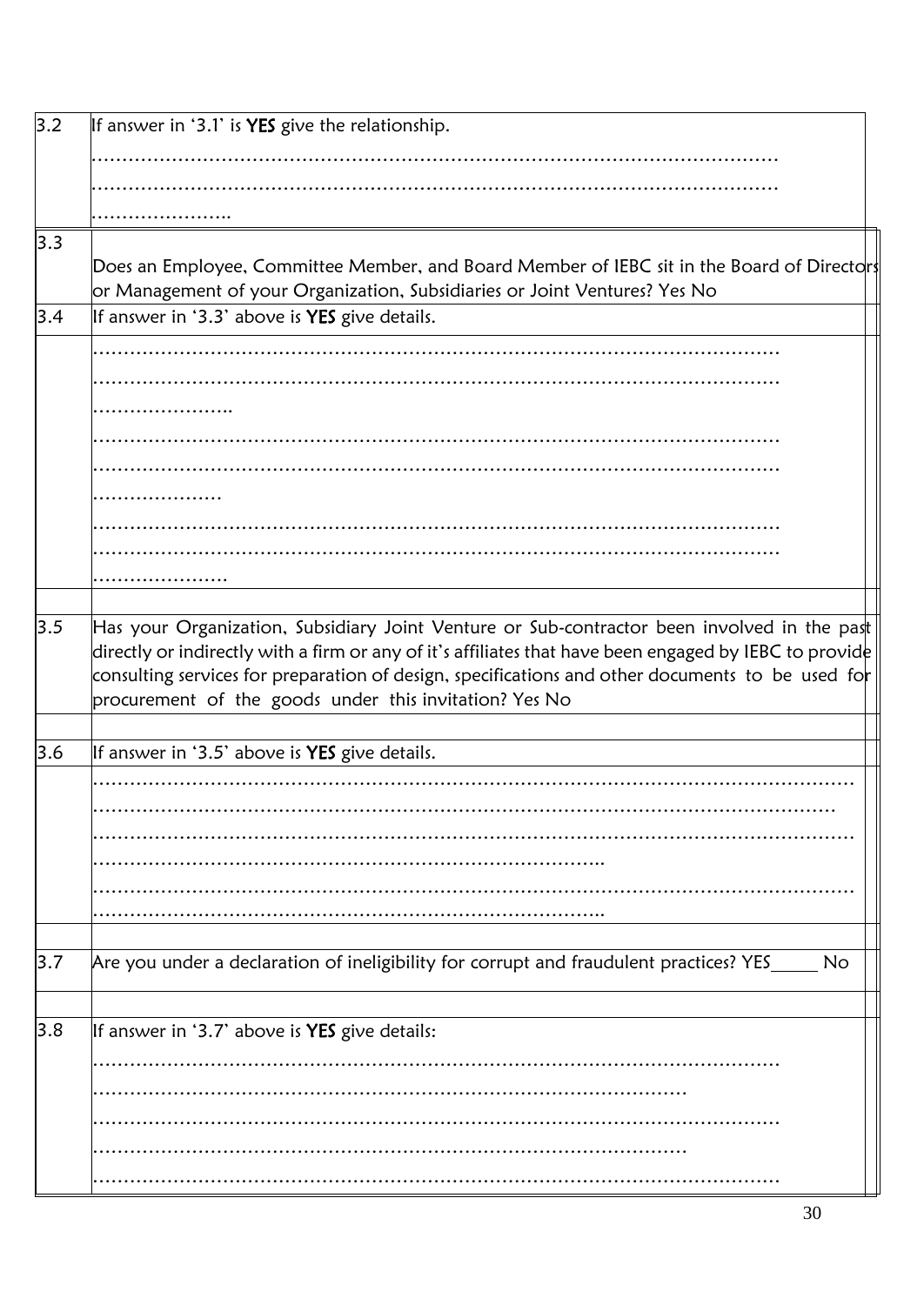| | |
|---|---|
| 3.2 | If answer in '3.1' is **YES** give the relationship.<br>……………………………………………………………………………………………<br>……………………………………………………………………………………………<br>………………….. |
| 3.3 | Does an Employee, Committee Member, and Board Member of IEBC sit in the Board of Directors or Management of your Organization, Subsidiaries or Joint Ventures? Yes No |
| 3.4 | If answer in '3.3' above is **YES** give details. |
| | ……………………………………………………………………………………………<br>……………………………………………………………………………………………<br>…………………..<br>……………………………………………………………………………………………<br>……………………………………………………………………………………………<br>…………………<br>……………………………………………………………………………………………<br>……………………………………………………………………………………………<br>…………………. |
| | |
| 3.5 | Has your Organization, Subsidiary Joint Venture or Sub-contractor been involved in the past directly or indirectly with a firm or any of it's affiliates that have been engaged by IEBC to provide consulting services for preparation of design, specifications and other documents to be used for procurement of the goods under this invitation? Yes No |
| | |
| 3.6 | If answer in '3.5' above is **YES** give details. |
| | ……………………………………………………………………………………………………<br>…………………………………………………………………………………………………<br>……………………………………………………………………………………………………<br>………………………………………………………………………..<br>……………………………………………………………………………………………………<br>……………………………………………………………………….. |
| | |
| 3.7 | Are you under a declaration of ineligibility for corrupt and fraudulent practices? YES_____ No |
| | |
| 3.8 | If answer in '3.7' above is **YES** give details:<br>……………………………………………………………………………………………<br>…………………………………………………………………………………<br>……………………………………………………………………………………………<br>…………………………………………………………………………………<br>…………………………………………………………………………………………… |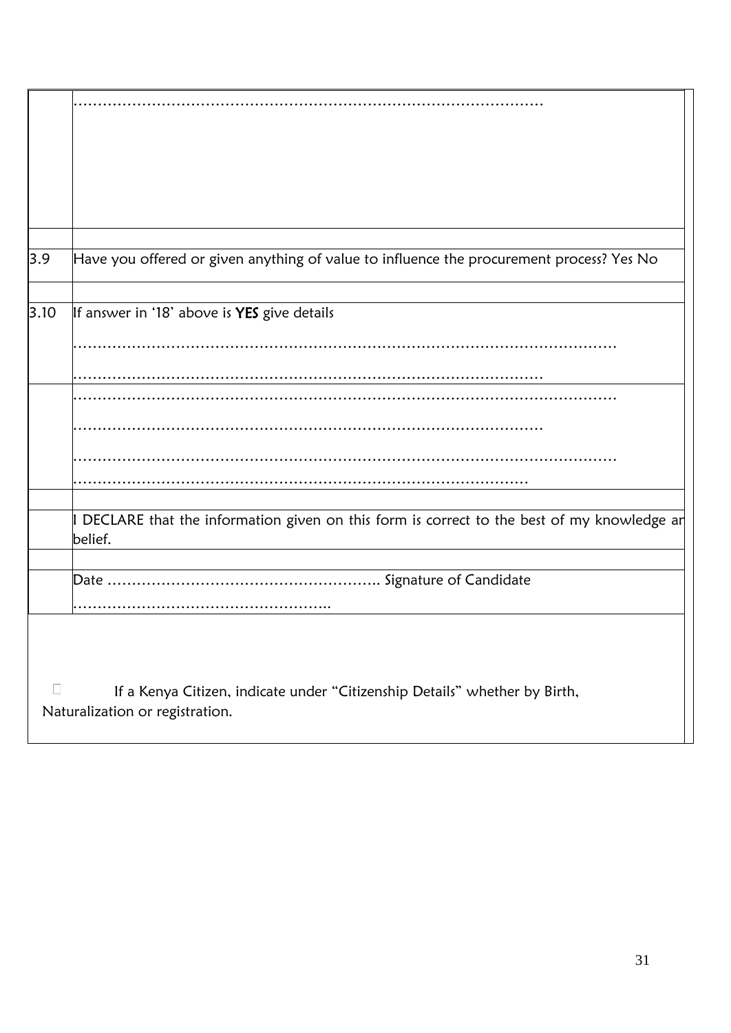| | |
|---|---|
| | ………………………………………………………………………………………… |
| | |
| 3.9 | Have you offered or given anything of value to influence the procurement process? Yes No |
| | |
| 3.10 | If answer in '18' above is **YES** give details<br><br>…………………………………………………………………………………………………<br><br>………………………………………………………………………………………… |
| | …………………………………………………………………………………………………<br><br>…………………………………………………………………………………………<br><br>…………………………………………………………………………………………………<br>……………………………………………………………………………………… |
| | |
| | I DECLARE that the information given on this form is correct to the best of my knowledge an belief. |
| | |
| | Date ………………………………………………. Signature of Candidate<br>…………………………………………….. |

 If a Kenya Citizen, indicate under "Citizenship Details" whether by Birth, Naturalization or registration.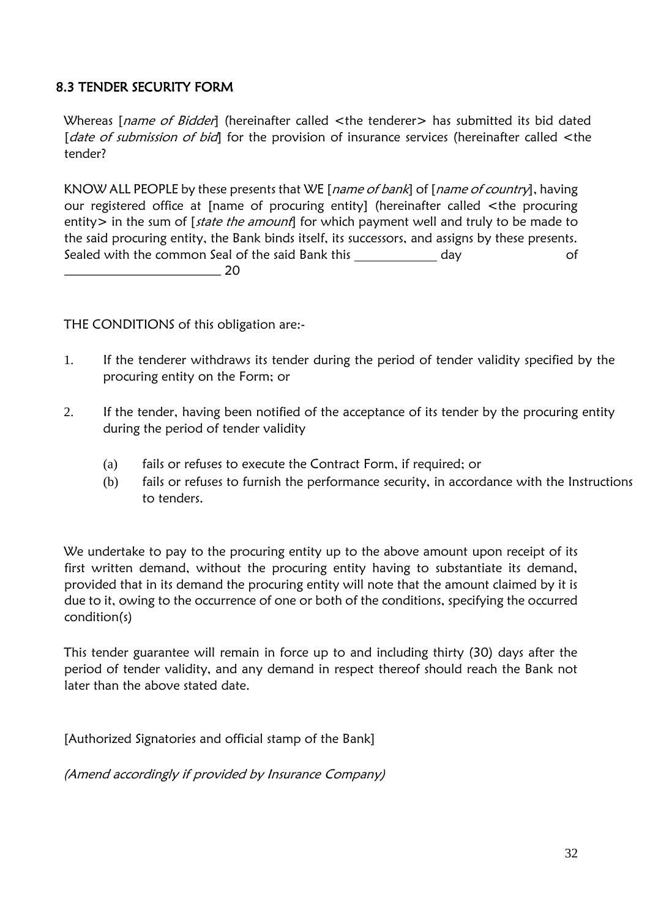### 8.3 TENDER SECURITY FORM

Whereas [*name of Bidder*] (hereinafter called <the tenderer> has submitted its bid dated [*date of submission of bid*] for the provision of insurance services (hereinafter called <the tender?

KNOW ALL PEOPLE by these presents that WE [*name of bank*] of [*name of country*], having our registered office at [name of procuring entity] (hereinafter called <the procuring entity> in the sum of [*state the amount*] for which payment well and truly to be made to the said procuring entity, the Bank binds itself, its successors, and assigns by these presents. Sealed with the common Seal of the said Bank this ____________ day of ________________________ 20

THE CONDITIONS of this obligation are:-

1. If the tenderer withdraws its tender during the period of tender validity specified by the procuring entity on the Form; or

2. If the tender, having been notified of the acceptance of its tender by the procuring entity during the period of tender validity

   (a) fails or refuses to execute the Contract Form, if required; or
   (b) fails or refuses to furnish the performance security, in accordance with the Instructions to tenders.

We undertake to pay to the procuring entity up to the above amount upon receipt of its first written demand, without the procuring entity having to substantiate its demand, provided that in its demand the procuring entity will note that the amount claimed by it is due to it, owing to the occurrence of one or both of the conditions, specifying the occurred condition(s)

This tender guarantee will remain in force up to and including thirty (30) days after the period of tender validity, and any demand in respect thereof should reach the Bank not later than the above stated date.

[Authorized Signatories and official stamp of the Bank]

*(Amend accordingly if provided by Insurance Company)*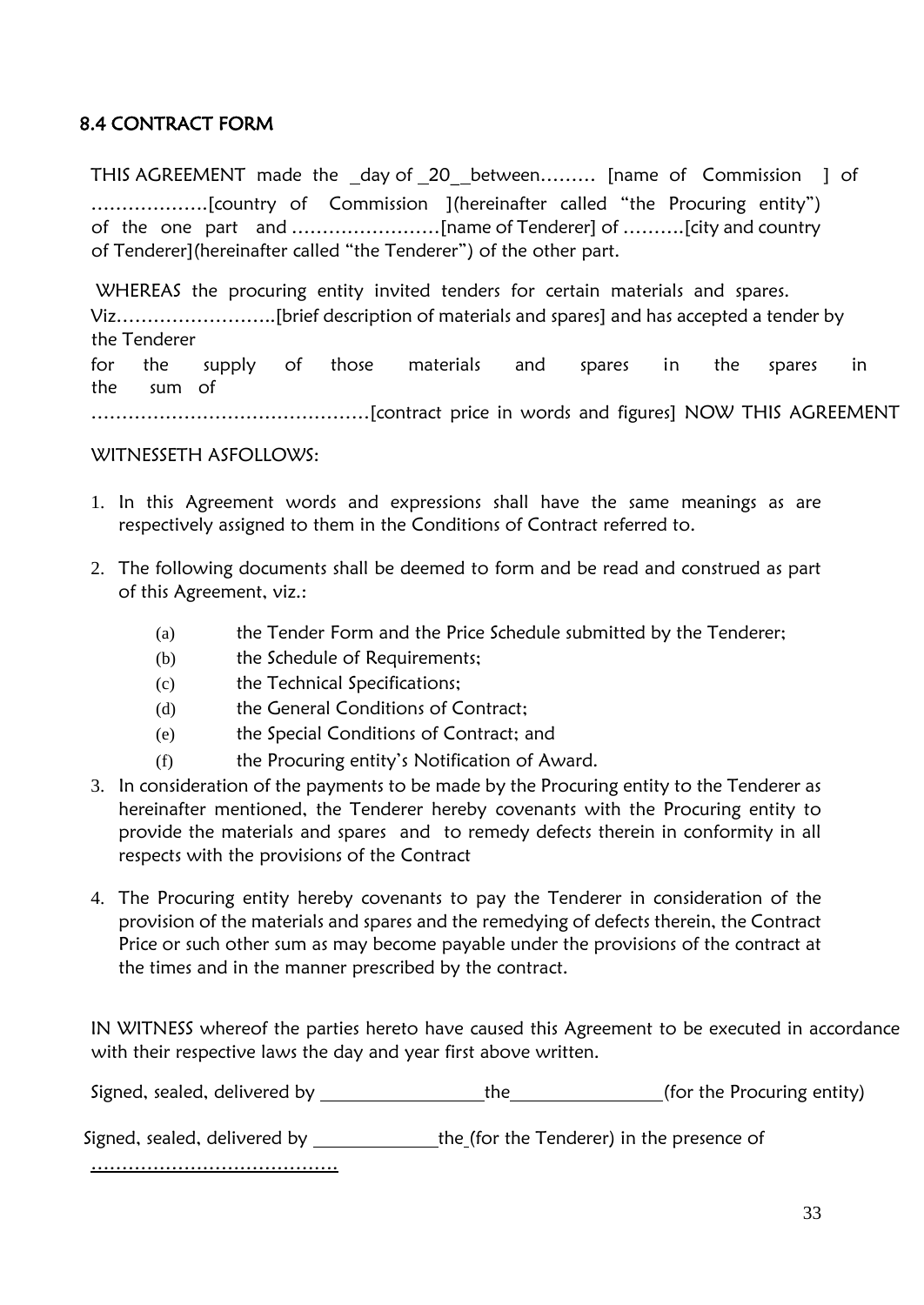## 8.4 CONTRACT FORM

THIS AGREEMENT made the _day of _20__between……… [name of Commission ] of ……………….[country of Commission ](hereinafter called "the Procuring entity") of the one part and ……………………[name of Tenderer] of ……….[city and country of Tenderer](hereinafter called "the Tenderer") of the other part.

WHEREAS the procuring entity invited tenders for certain materials and spares. Viz……………………..[brief description of materials and spares] and has accepted a tender by the Tenderer for the supply of those materials and spares in the spares in the sum of ………………………………………[contract price in words and figures] NOW THIS AGREEMENT

WITNESSETH ASFOLLOWS:

1. In this Agreement words and expressions shall have the same meanings as are respectively assigned to them in the Conditions of Contract referred to.
2. The following documents shall be deemed to form and be read and construed as part of this Agreement, viz.:
   (a) the Tender Form and the Price Schedule submitted by the Tenderer;
   (b) the Schedule of Requirements;
   (c) the Technical Specifications;
   (d) the General Conditions of Contract;
   (e) the Special Conditions of Contract; and
   (f) the Procuring entity's Notification of Award.
3. In consideration of the payments to be made by the Procuring entity to the Tenderer as hereinafter mentioned, the Tenderer hereby covenants with the Procuring entity to provide the materials and spares and to remedy defects therein in conformity in all respects with the provisions of the Contract
4. The Procuring entity hereby covenants to pay the Tenderer in consideration of the provision of the materials and spares and the remedying of defects therein, the Contract Price or such other sum as may become payable under the provisions of the contract at the times and in the manner prescribed by the contract.

IN WITNESS whereof the parties hereto have caused this Agreement to be executed in accordance with their respective laws the day and year first above written.

Signed, sealed, delivered by ________________the_______________(for the Procuring entity)

Signed, sealed, delivered by ____________the (for the Tenderer) in the presence of

……………………………………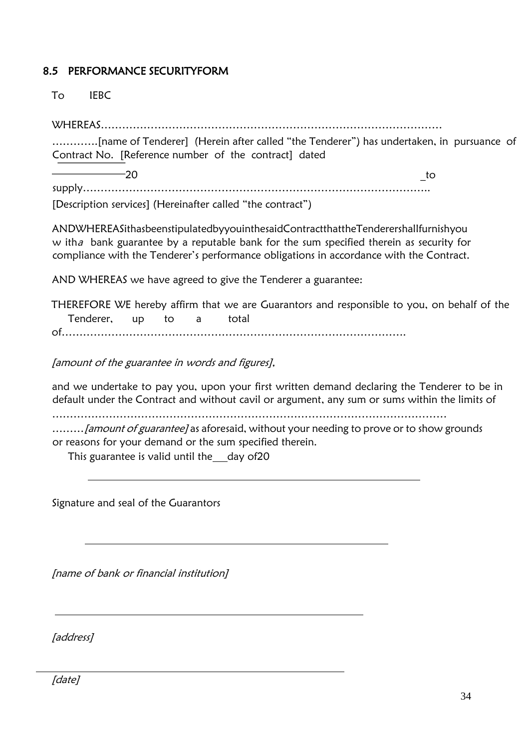## 8.5 PERFORMANCE SECURITYFORM

To IEBC

WHEREAS……………………………………………………………………………………

………….[name of Tenderer] (Herein after called "the Tenderer") has undertaken, in pursuance of Contract No. [Reference number of the contract] dated

\_\_\_\_\_\_\_\_\_\_20 \_to supply……………………………………………………………………………………..

[Description services] (Hereinafter called "the contract")

ANDWHEREASithasbeenstipulatedbyyouinthesaidContractthattheTenderershallfurnishyou w itha bank guarantee by a reputable bank for the sum specified therein as security for compliance with the Tenderer's performance obligations in accordance with the Contract.

AND WHEREAS we have agreed to give the Tenderer a guarantee:

THEREFORE WE hereby affirm that we are Guarantors and responsible to you, on behalf of the Tenderer, up to a total of……………………………………………………………………………………….

*[amount of the guarantee in words and figures]*,

and we undertake to pay you, upon your first written demand declaring the Tenderer to be in default under the Contract and without cavil or argument, any sum or sums within the limits of

………………………………………………………………………………………………………

………*[amount of guarantee]* as aforesaid, without your needing to prove or to show grounds or reasons for your demand or the sum specified therein.

This guarantee is valid until the\_\_\_day of20

\_\_\_\_\_\_\_\_\_\_\_\_\_\_\_\_\_\_\_\_\_\_\_\_\_\_\_\_\_\_\_\_\_\_\_\_\_\_\_\_\_\_\_\_\_\_\_\_\_\_\_\_\_\_

Signature and seal of the Guarantors

\_\_\_\_\_\_\_\_\_\_\_\_\_\_\_\_\_\_\_\_\_\_\_\_\_\_\_\_\_\_\_\_\_\_\_\_\_\_\_\_\_\_\_\_\_\_\_\_\_\_

*[name of bank or financial institution]*

\_\_\_\_\_\_\_\_\_\_\_\_\_\_\_\_\_\_\_\_\_\_\_\_\_\_\_\_\_\_\_\_\_\_\_\_\_\_\_\_\_\_\_\_\_\_\_\_\_\_

*[address]*

\_\_\_\_\_\_\_\_\_\_\_\_\_\_\_\_\_\_\_\_\_\_\_\_\_\_\_\_\_\_\_\_\_\_\_\_\_\_\_\_\_\_\_\_\_\_\_\_\_\_

*[date]*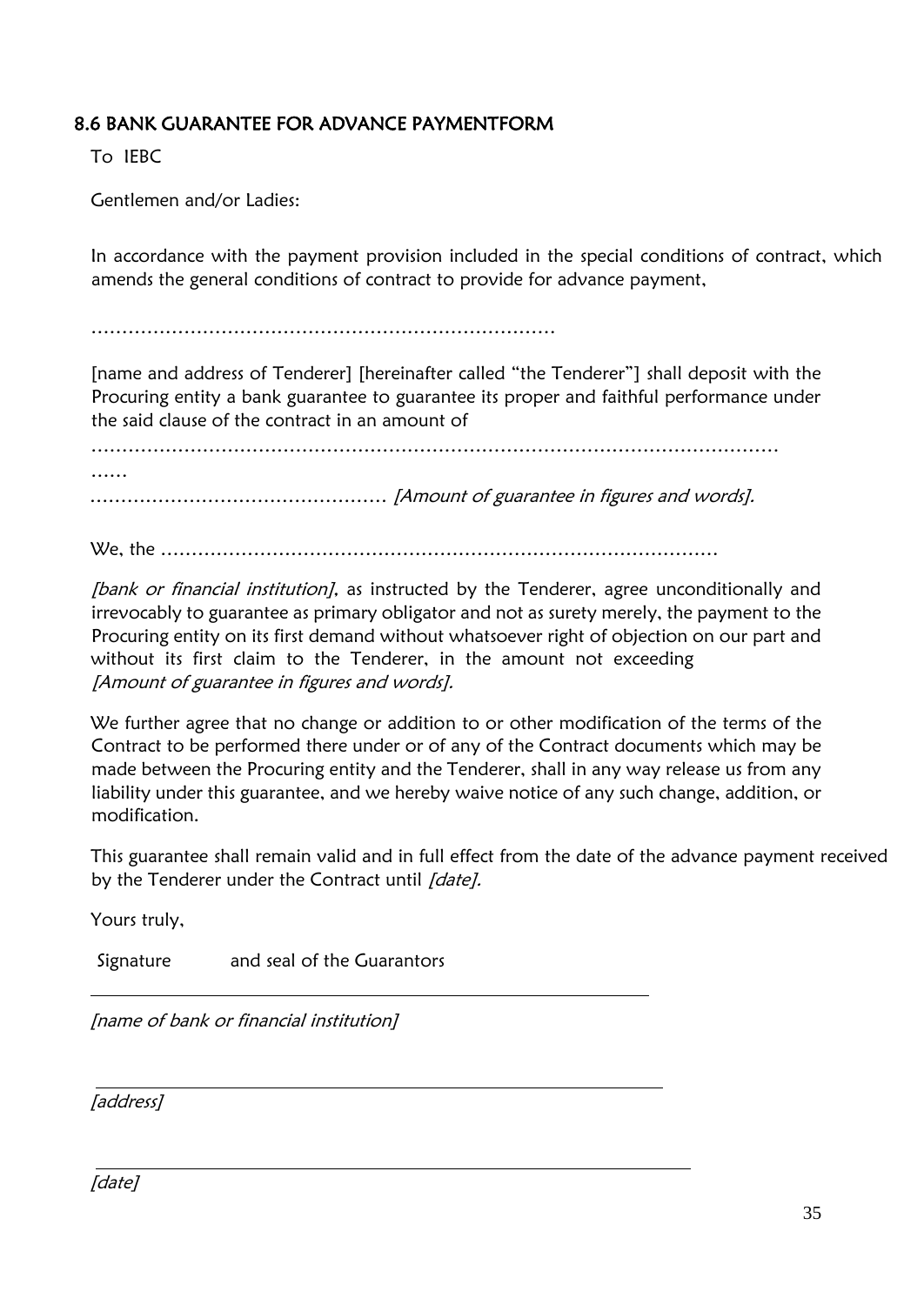## 8.6 BANK GUARANTEE FOR ADVANCE PAYMENTFORM

To IEBC

Gentlemen and/or Ladies:

In accordance with the payment provision included in the special conditions of contract, which amends the general conditions of contract to provide for advance payment,

…………………………………………………………………

[name and address of Tenderer] [hereinafter called "the Tenderer"] shall deposit with the Procuring entity a bank guarantee to guarantee its proper and faithful performance under the said clause of the contract in an amount of

…………………………………………………………………………………………………
……
………………………………………… *[Amount of guarantee in figures and words].*

We, the ………………………………………………………………………………

*[bank or financial institution],* as instructed by the Tenderer, agree unconditionally and irrevocably to guarantee as primary obligator and not as surety merely, the payment to the Procuring entity on its first demand without whatsoever right of objection on our part and without its first claim to the Tenderer, in the amount not exceeding *[Amount of guarantee in figures and words].*

We further agree that no change or addition to or other modification of the terms of the Contract to be performed there under or of any of the Contract documents which may be made between the Procuring entity and the Tenderer, shall in any way release us from any liability under this guarantee, and we hereby waive notice of any such change, addition, or modification.

This guarantee shall remain valid and in full effect from the date of the advance payment received by the Tenderer under the Contract until *[date].*

Yours truly,

Signature and seal of the Guarantors

______________________________________________

*[name of bank or financial institution]*

______________________________________________

*[address]*

______________________________________________

*[date]*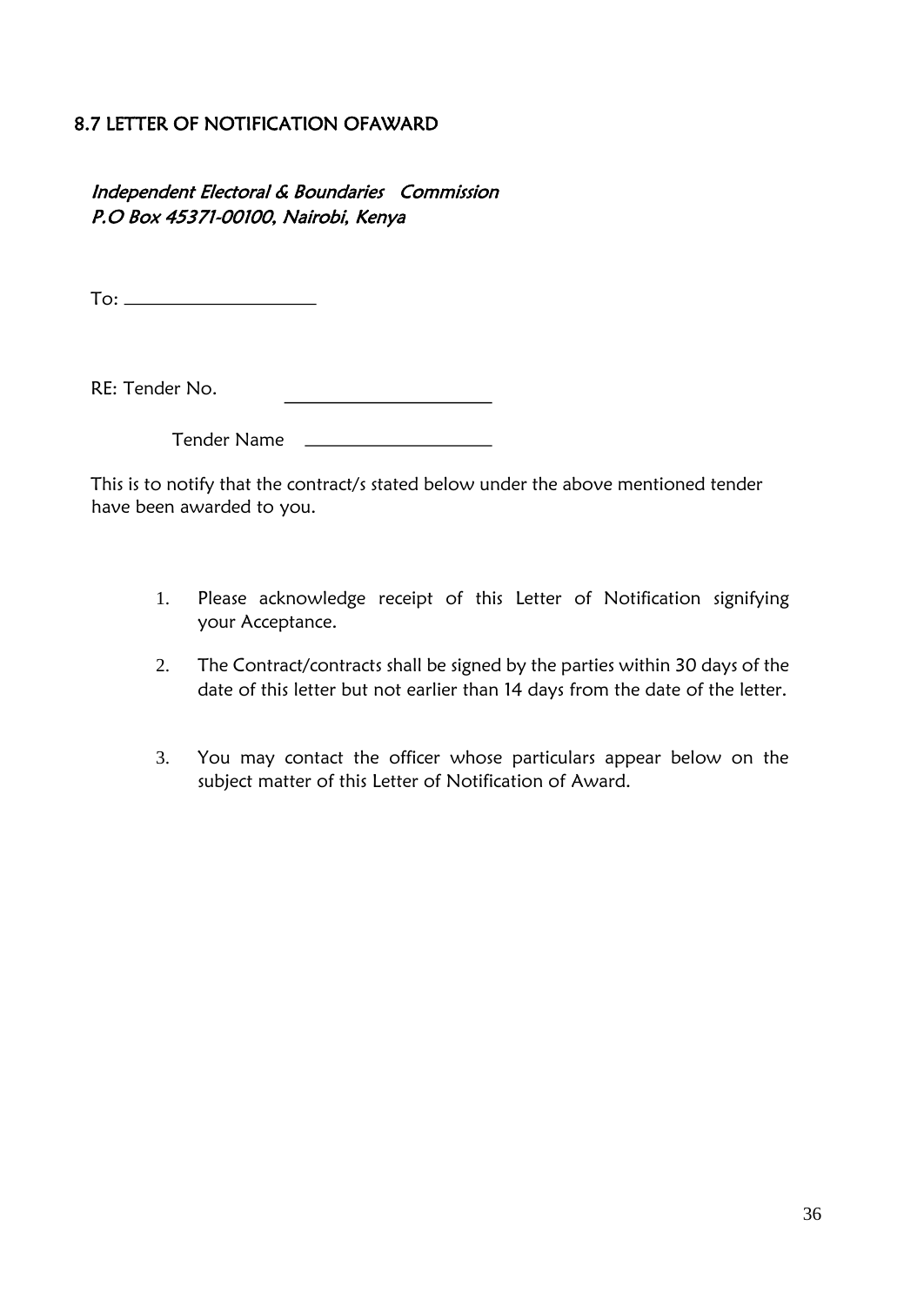## 8.7 LETTER OF NOTIFICATION OFAWARD

*Independent Electoral & Boundaries Commission*
*P.O Box 45371-00100, Nairobi, Kenya*

To: ____________________

RE: Tender No. ______________________

Tender Name ____________________

This is to notify that the contract/s stated below under the above mentioned tender have been awarded to you.

1. Please acknowledge receipt of this Letter of Notification signifying your Acceptance.
2. The Contract/contracts shall be signed by the parties within 30 days of the date of this letter but not earlier than 14 days from the date of the letter.
3. You may contact the officer whose particulars appear below on the subject matter of this Letter of Notification of Award.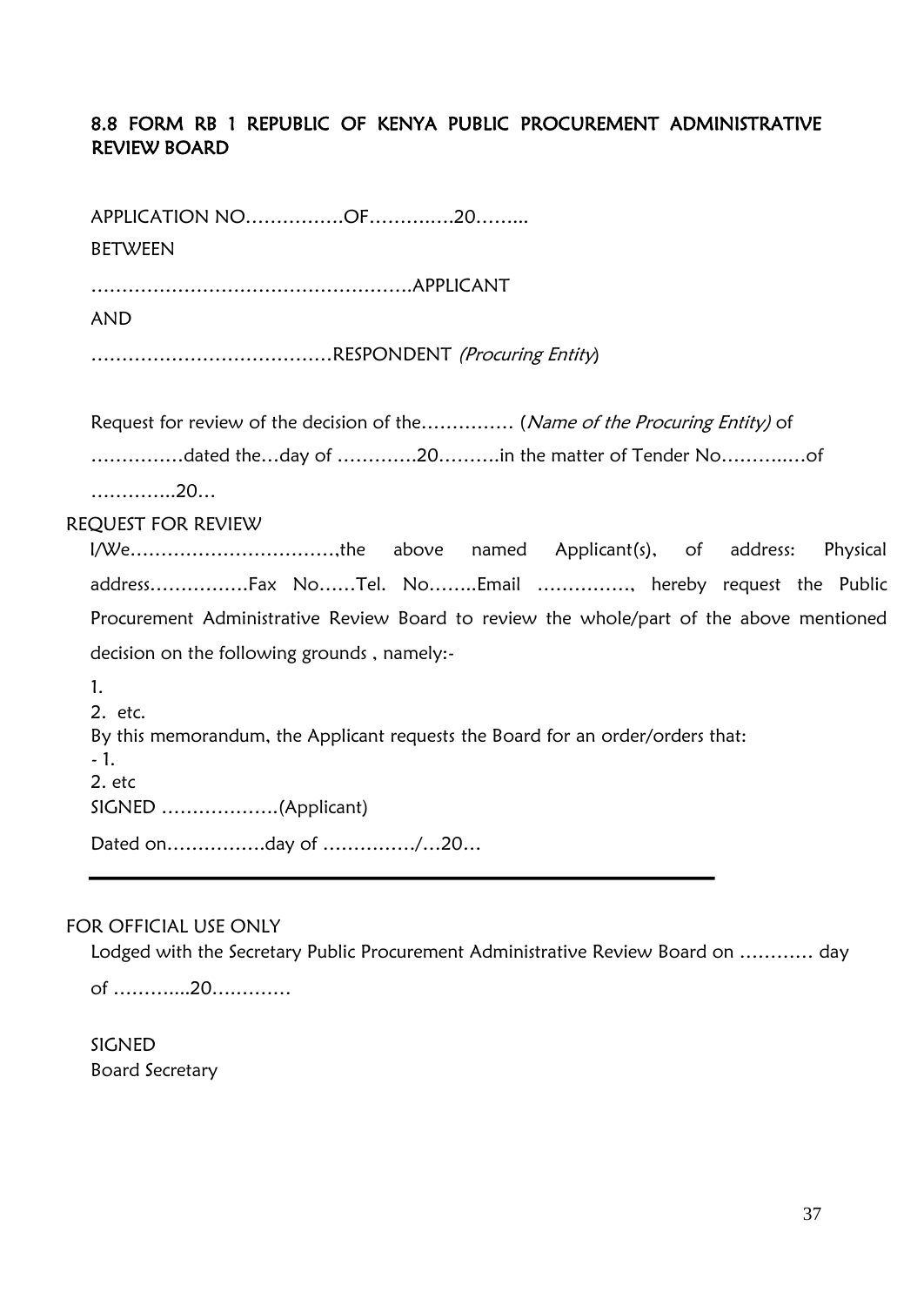## 8.8 FORM RB 1 REPUBLIC OF KENYA PUBLIC PROCUREMENT ADMINISTRATIVE REVIEW BOARD

APPLICATION NO…………….OF……….….20……..

BETWEEN

…………………………………………….APPLICANT

AND

…………………………………RESPONDENT *(Procuring Entity)*

Request for review of the decision of the…………… (*Name of the Procuring Entity)* of ……………dated the…day of ………….20……….in the matter of Tender No………..…of …………..20…

REQUEST FOR REVIEW

I/We……………………………,the above named Applicant(s), of address: Physical address…………….Fax No……Tel. No……..Email ……………, hereby request the Public Procurement Administrative Review Board to review the whole/part of the above mentioned decision on the following grounds , namely:-

1.
2. etc.

By this memorandum, the Applicant requests the Board for an order/orders that:
- 1.
2. etc

SIGNED ……………….(Applicant)

Dated on…………….day of ……………/…20…

---

FOR OFFICIAL USE ONLY

Lodged with the Secretary Public Procurement Administrative Review Board on ………… day of ………....20………….

SIGNED
Board Secretary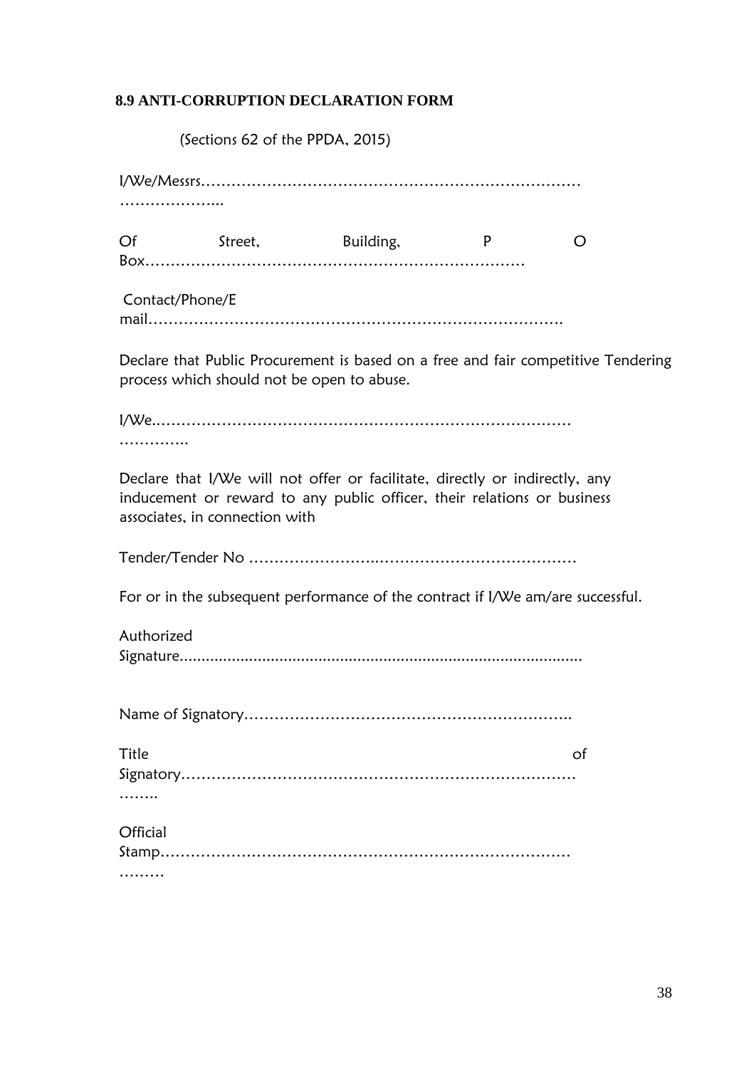### 8.9 ANTI-CORRUPTION DECLARATION FORM

(Sections 62 of the PPDA, 2015)

I/We/Messrs…………………………………………………………………… ………………...

Of Street, Building, P O Box…………………………………………………………………

Contact/Phone/E mail……………………………………………………………………….

Declare that Public Procurement is based on a free and fair competitive Tendering process which should not be open to abuse.

I/We.………………………………………………………………………… …………..

Declare that I/We will not offer or facilitate, directly or indirectly, any inducement or reward to any public officer, their relations or business associates, in connection with

Tender/Tender No ………………….……………………………………

For or in the subsequent performance of the contract if I/We am/are successful.

Authorized Signature.........................................................................................

Name of Signatory………………………………………………………..

Title of Signatory……………………………………………………………………… ……..

Official Stamp………………………………………………………………………… ………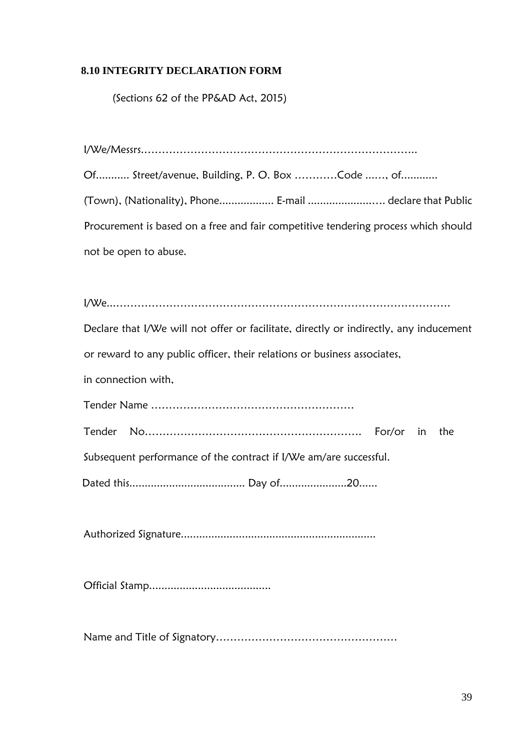## 8.10 INTEGRITY DECLARATION FORM

(Sections 62 of the PP&AD Act, 2015)

I/We/Messrs……………………………………………………………………..

Of........... Street/avenue, Building, P. O. Box …………Code ……, of............ (Town), (Nationality), Phone.................. E-mail ........................… declare that Public Procurement is based on a free and fair competitive tendering process which should not be open to abuse.

I/We..……………………………………………………………………………………

Declare that I/We will not offer or facilitate, directly or indirectly, any inducement or reward to any public officer, their relations or business associates,

in connection with,

Tender Name …………………………………………………

Tender No…………………………………………………….. For/or in the Subsequent performance of the contract if I/We am/are successful.

Dated this...................................... Day of......................20......

Authorized Signature................................................................

Official Stamp........................................

Name and Title of Signatory……………………………………………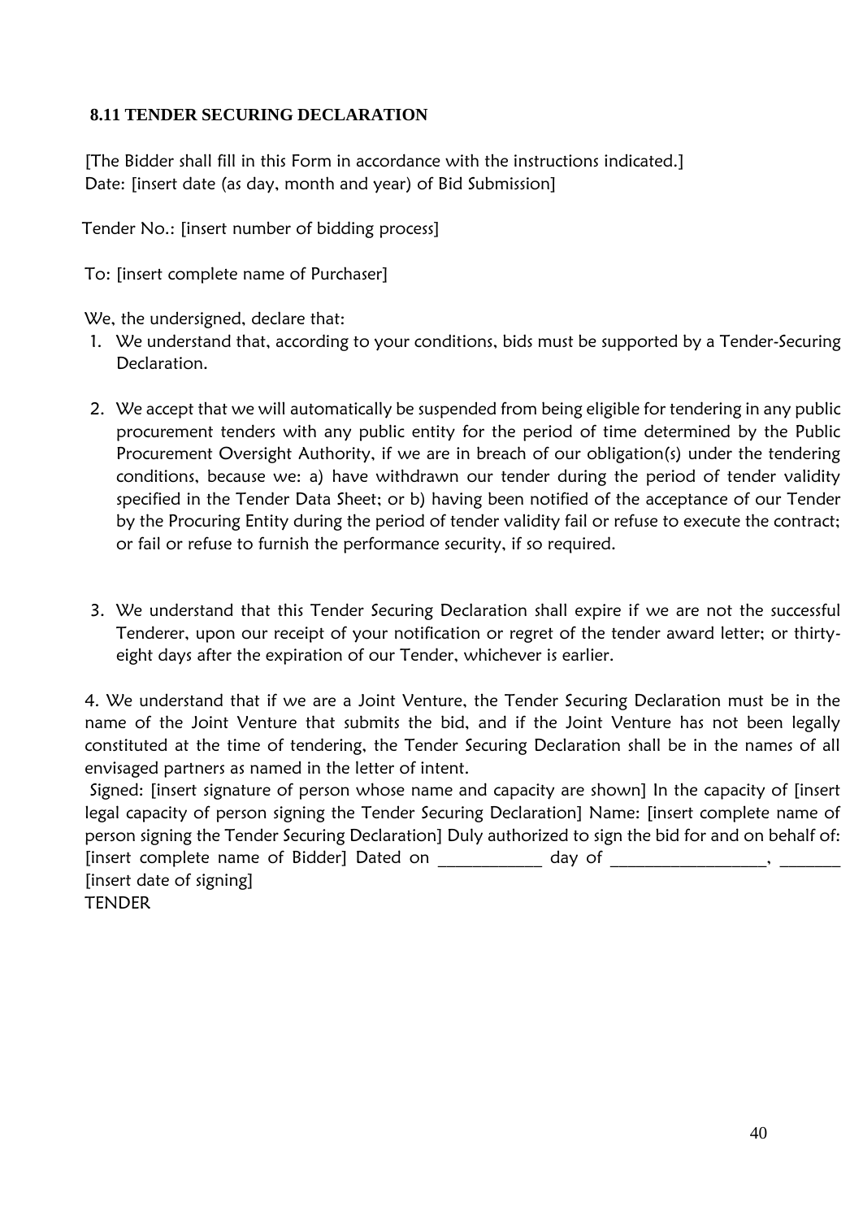### 8.11 TENDER SECURING DECLARATION

[The Bidder shall fill in this Form in accordance with the instructions indicated.]
Date: [insert date (as day, month and year) of Bid Submission]

Tender No.: [insert number of bidding process]

To: [insert complete name of Purchaser]

We, the undersigned, declare that:

1. We understand that, according to your conditions, bids must be supported by a Tender-Securing Declaration.

2. We accept that we will automatically be suspended from being eligible for tendering in any public procurement tenders with any public entity for the period of time determined by the Public Procurement Oversight Authority, if we are in breach of our obligation(s) under the tendering conditions, because we: a) have withdrawn our tender during the period of tender validity specified in the Tender Data Sheet; or b) having been notified of the acceptance of our Tender by the Procuring Entity during the period of tender validity fail or refuse to execute the contract; or fail or refuse to furnish the performance security, if so required.

3. We understand that this Tender Securing Declaration shall expire if we are not the successful Tenderer, upon our receipt of your notification or regret of the tender award letter; or thirty-eight days after the expiration of our Tender, whichever is earlier.

4. We understand that if we are a Joint Venture, the Tender Securing Declaration must be in the name of the Joint Venture that submits the bid, and if the Joint Venture has not been legally constituted at the time of tendering, the Tender Securing Declaration shall be in the names of all envisaged partners as named in the letter of intent.

Signed: [insert signature of person whose name and capacity are shown] In the capacity of [insert legal capacity of person signing the Tender Securing Declaration] Name: [insert complete name of person signing the Tender Securing Declaration] Duly authorized to sign the bid for and on behalf of: [insert complete name of Bidder] Dated on ____________ day of __________________, _______ [insert date of signing]

TENDER